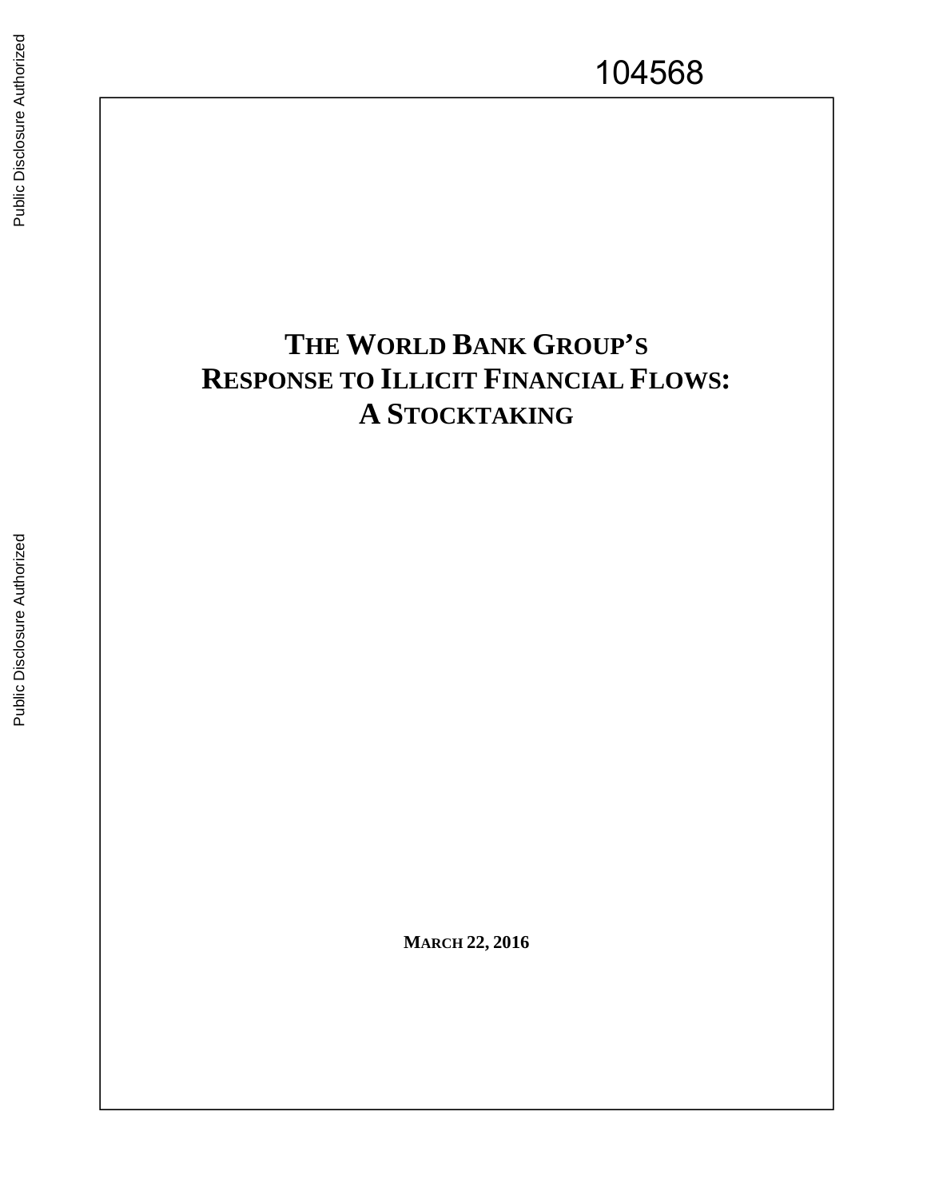104568

# THE WORLD BANK GROUP'S RESPONSE TO ILLICIT FINANCIAL FLOWS: A STOCKTAKING

**MARCH 22, 2016**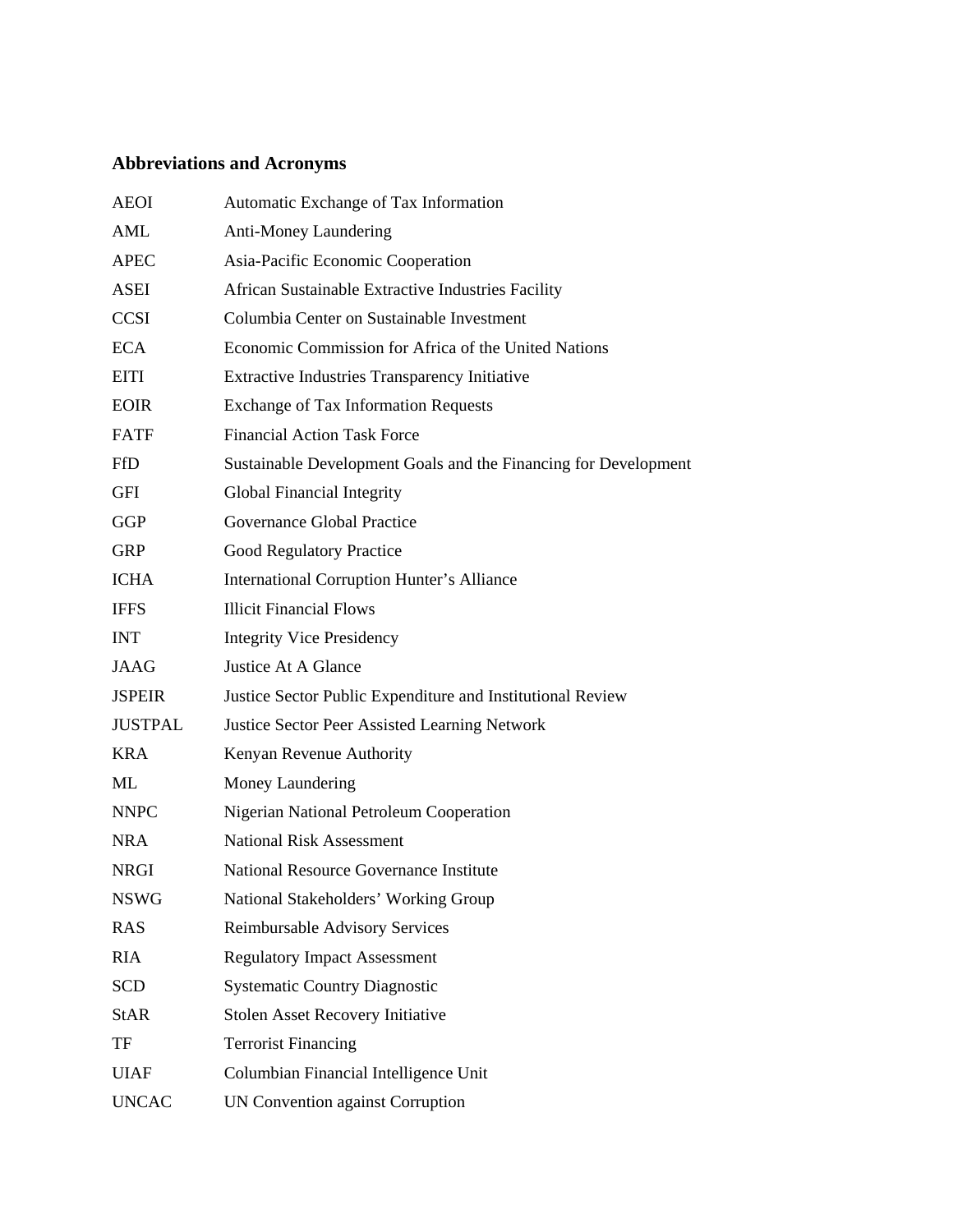## Abbreviations and Acronyms

| | |
|---|---|
| AEOI | Automatic Exchange of Tax Information |
| AML | Anti-Money Laundering |
| APEC | Asia-Pacific Economic Cooperation |
| ASEI | African Sustainable Extractive Industries Facility |
| CCSI | Columbia Center on Sustainable Investment |
| ECA | Economic Commission for Africa of the United Nations |
| EITI | Extractive Industries Transparency Initiative |
| EOIR | Exchange of Tax Information Requests |
| FATF | Financial Action Task Force |
| FfD | Sustainable Development Goals and the Financing for Development |
| GFI | Global Financial Integrity |
| GGP | Governance Global Practice |
| GRP | Good Regulatory Practice |
| ICHA | International Corruption Hunter's Alliance |
| IFFS | Illicit Financial Flows |
| INT | Integrity Vice Presidency |
| JAAG | Justice At A Glance |
| JSPEIR | Justice Sector Public Expenditure and Institutional Review |
| JUSTPAL | Justice Sector Peer Assisted Learning Network |
| KRA | Kenyan Revenue Authority |
| ML | Money Laundering |
| NNPC | Nigerian National Petroleum Cooperation |
| NRA | National Risk Assessment |
| NRGI | National Resource Governance Institute |
| NSWG | National Stakeholders' Working Group |
| RAS | Reimbursable Advisory Services |
| RIA | Regulatory Impact Assessment |
| SCD | Systematic Country Diagnostic |
| StAR | Stolen Asset Recovery Initiative |
| TF | Terrorist Financing |
| UIAF | Columbian Financial Intelligence Unit |
| UNCAC | UN Convention against Corruption |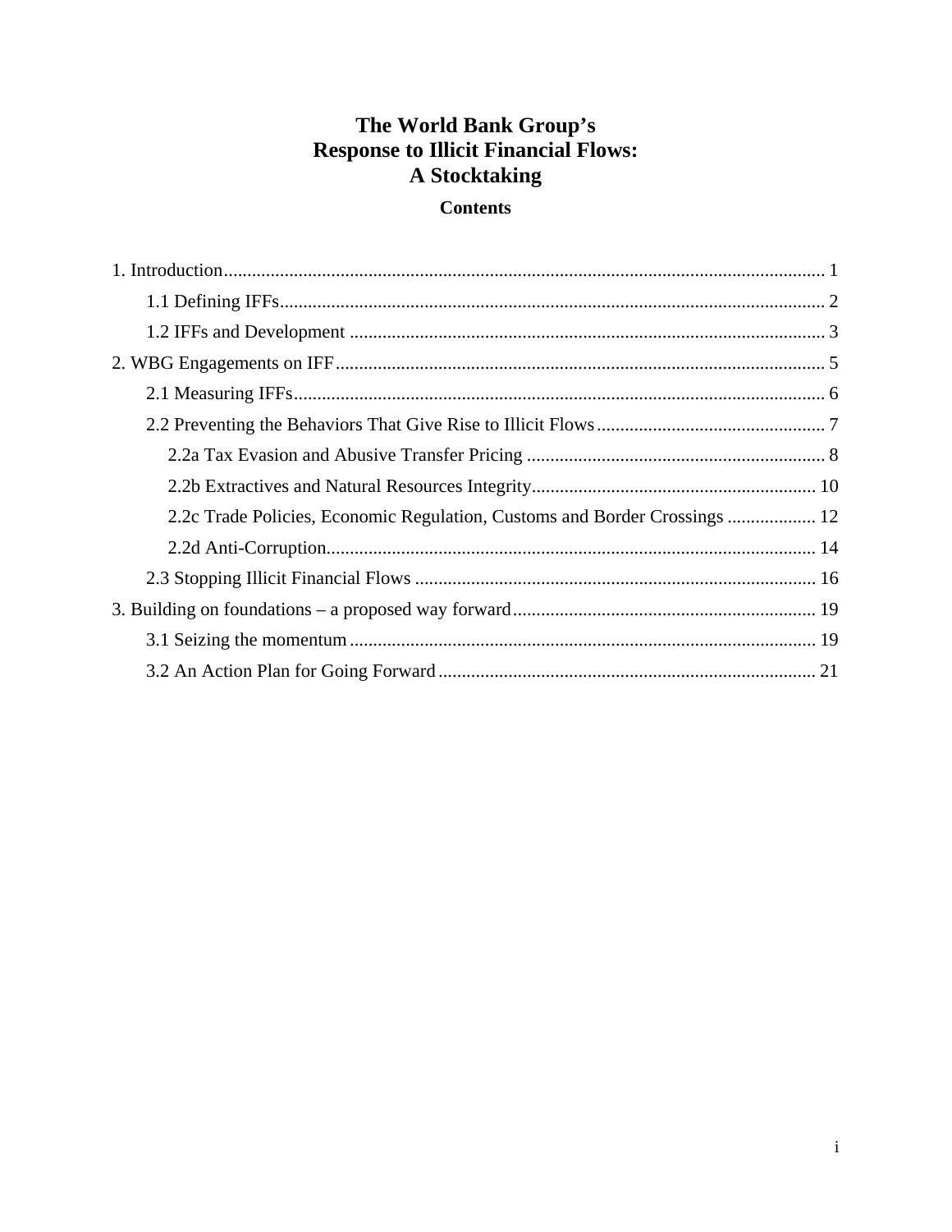# The World Bank Group's
# Response to Illicit Financial Flows:
# A Stocktaking

## Contents

1. Introduction ..... 1
    - 1.1 Defining IFFs ..... 2
    - 1.2 IFFs and Development ..... 3
2. WBG Engagements on IFF ..... 5
    - 2.1 Measuring IFFs ..... 6
    - 2.2 Preventing the Behaviors That Give Rise to Illicit Flows ..... 7
        - 2.2a Tax Evasion and Abusive Transfer Pricing ..... 8
        - 2.2b Extractives and Natural Resources Integrity ..... 10
        - 2.2c Trade Policies, Economic Regulation, Customs and Border Crossings ..... 12
        - 2.2d Anti-Corruption ..... 14
    - 2.3 Stopping Illicit Financial Flows ..... 16
3. Building on foundations – a proposed way forward ..... 19
    - 3.1 Seizing the momentum ..... 19
    - 3.2 An Action Plan for Going Forward ..... 21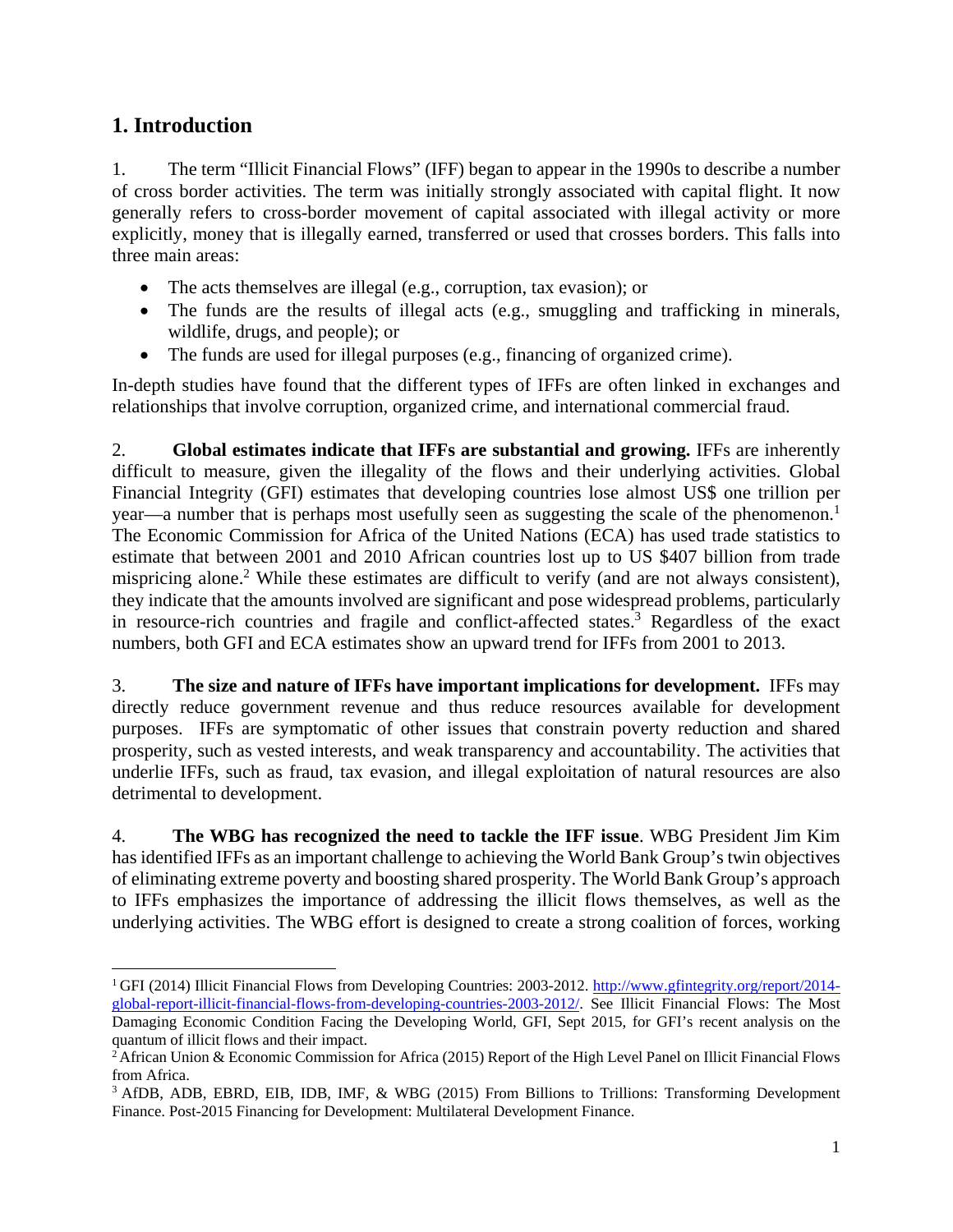## 1. Introduction

1. The term "Illicit Financial Flows" (IFF) began to appear in the 1990s to describe a number of cross border activities. The term was initially strongly associated with capital flight. It now generally refers to cross-border movement of capital associated with illegal activity or more explicitly, money that is illegally earned, transferred or used that crosses borders. This falls into three main areas:

- The acts themselves are illegal (e.g., corruption, tax evasion); or
- The funds are the results of illegal acts (e.g., smuggling and trafficking in minerals, wildlife, drugs, and people); or
- The funds are used for illegal purposes (e.g., financing of organized crime).

In-depth studies have found that the different types of IFFs are often linked in exchanges and relationships that involve corruption, organized crime, and international commercial fraud.

2. **Global estimates indicate that IFFs are substantial and growing.** IFFs are inherently difficult to measure, given the illegality of the flows and their underlying activities. Global Financial Integrity (GFI) estimates that developing countries lose almost US$ one trillion per year—a number that is perhaps most usefully seen as suggesting the scale of the phenomenon.[1] The Economic Commission for Africa of the United Nations (ECA) has used trade statistics to estimate that between 2001 and 2010 African countries lost up to US $407 billion from trade mispricing alone.[2] While these estimates are difficult to verify (and are not always consistent), they indicate that the amounts involved are significant and pose widespread problems, particularly in resource-rich countries and fragile and conflict-affected states.[3] Regardless of the exact numbers, both GFI and ECA estimates show an upward trend for IFFs from 2001 to 2013.

3. **The size and nature of IFFs have important implications for development.** IFFs may directly reduce government revenue and thus reduce resources available for development purposes. IFFs are symptomatic of other issues that constrain poverty reduction and shared prosperity, such as vested interests, and weak transparency and accountability. The activities that underlie IFFs, such as fraud, tax evasion, and illegal exploitation of natural resources are also detrimental to development.

4. **The WBG has recognized the need to tackle the IFF issue**. WBG President Jim Kim has identified IFFs as an important challenge to achieving the World Bank Group's twin objectives of eliminating extreme poverty and boosting shared prosperity. The World Bank Group's approach to IFFs emphasizes the importance of addressing the illicit flows themselves, as well as the underlying activities. The WBG effort is designed to create a strong coalition of forces, working

---

[1] GFI (2014) Illicit Financial Flows from Developing Countries: 2003-2012. http://www.gfintegrity.org/report/2014-global-report-illicit-financial-flows-from-developing-countries-2003-2012/. See Illicit Financial Flows: The Most Damaging Economic Condition Facing the Developing World, GFI, Sept 2015, for GFI's recent analysis on the quantum of illicit flows and their impact.

[2] African Union & Economic Commission for Africa (2015) Report of the High Level Panel on Illicit Financial Flows from Africa.

[3] AfDB, ADB, EBRD, EIB, IDB, IMF, & WBG (2015) From Billions to Trillions: Transforming Development Finance. Post-2015 Financing for Development: Multilateral Development Finance.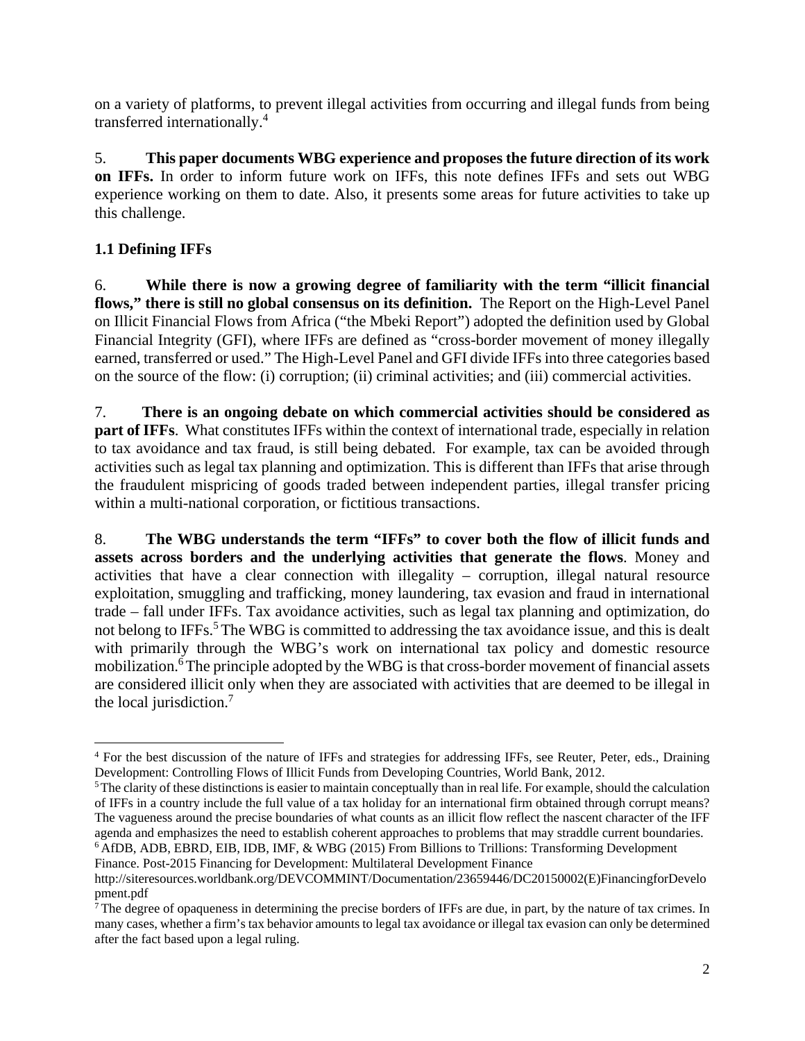on a variety of platforms, to prevent illegal activities from occurring and illegal funds from being transferred internationally.[4]

5. **This paper documents WBG experience and proposes the future direction of its work on IFFs.** In order to inform future work on IFFs, this note defines IFFs and sets out WBG experience working on them to date. Also, it presents some areas for future activities to take up this challenge.

## 1.1 Defining IFFs

6. **While there is now a growing degree of familiarity with the term "illicit financial flows," there is still no global consensus on its definition.** The Report on the High-Level Panel on Illicit Financial Flows from Africa ("the Mbeki Report") adopted the definition used by Global Financial Integrity (GFI), where IFFs are defined as "cross-border movement of money illegally earned, transferred or used." The High-Level Panel and GFI divide IFFs into three categories based on the source of the flow: (i) corruption; (ii) criminal activities; and (iii) commercial activities.

7. **There is an ongoing debate on which commercial activities should be considered as part of IFFs**. What constitutes IFFs within the context of international trade, especially in relation to tax avoidance and tax fraud, is still being debated. For example, tax can be avoided through activities such as legal tax planning and optimization. This is different than IFFs that arise through the fraudulent mispricing of goods traded between independent parties, illegal transfer pricing within a multi-national corporation, or fictitious transactions.

8. **The WBG understands the term "IFFs" to cover both the flow of illicit funds and assets across borders and the underlying activities that generate the flows**. Money and activities that have a clear connection with illegality – corruption, illegal natural resource exploitation, smuggling and trafficking, money laundering, tax evasion and fraud in international trade – fall under IFFs. Tax avoidance activities, such as legal tax planning and optimization, do not belong to IFFs.[5] The WBG is committed to addressing the tax avoidance issue, and this is dealt with primarily through the WBG's work on international tax policy and domestic resource mobilization.[6] The principle adopted by the WBG is that cross-border movement of financial assets are considered illicit only when they are associated with activities that are deemed to be illegal in the local jurisdiction.[7]

---

[4] For the best discussion of the nature of IFFs and strategies for addressing IFFs, see Reuter, Peter, eds., Draining Development: Controlling Flows of Illicit Funds from Developing Countries, World Bank, 2012.

[5] The clarity of these distinctions is easier to maintain conceptually than in real life. For example, should the calculation of IFFs in a country include the full value of a tax holiday for an international firm obtained through corrupt means? The vagueness around the precise boundaries of what counts as an illicit flow reflect the nascent character of the IFF agenda and emphasizes the need to establish coherent approaches to problems that may straddle current boundaries.

[6] AfDB, ADB, EBRD, EIB, IDB, IMF, & WBG (2015) From Billions to Trillions: Transforming Development Finance. Post-2015 Financing for Development: Multilateral Development Finance http://siteresources.worldbank.org/DEVCOMMINT/Documentation/23659446/DC20150002(E)FinancingforDevelopment.pdf

[7] The degree of opaqueness in determining the precise borders of IFFs are due, in part, by the nature of tax crimes. In many cases, whether a firm's tax behavior amounts to legal tax avoidance or illegal tax evasion can only be determined after the fact based upon a legal ruling.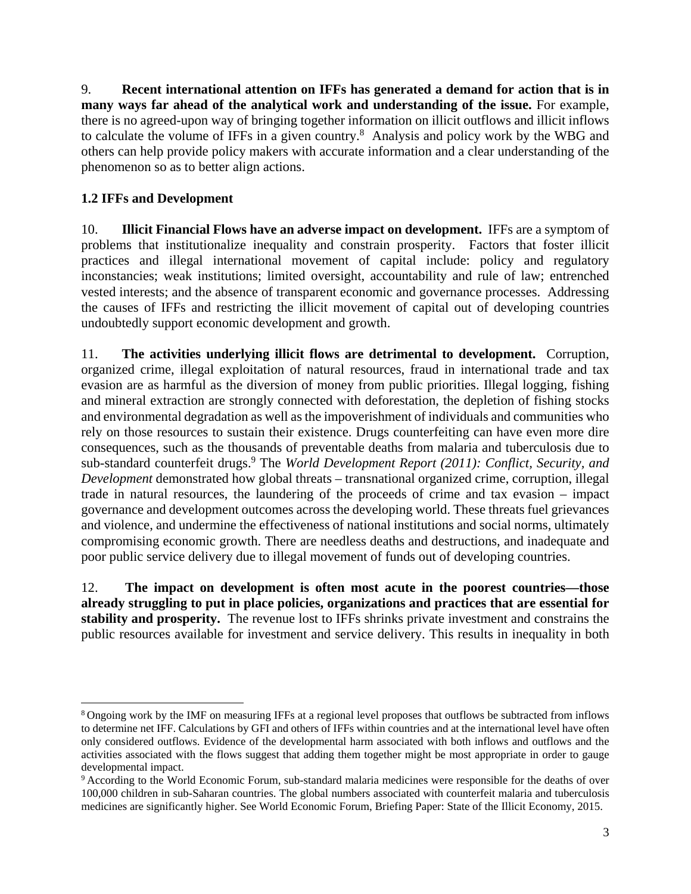9. **Recent international attention on IFFs has generated a demand for action that is in many ways far ahead of the analytical work and understanding of the issue.** For example, there is no agreed-upon way of bringing together information on illicit outflows and illicit inflows to calculate the volume of IFFs in a given country.[8] Analysis and policy work by the WBG and others can help provide policy makers with accurate information and a clear understanding of the phenomenon so as to better align actions.

### 1.2 IFFs and Development

10. **Illicit Financial Flows have an adverse impact on development.** IFFs are a symptom of problems that institutionalize inequality and constrain prosperity. Factors that foster illicit practices and illegal international movement of capital include: policy and regulatory inconstancies; weak institutions; limited oversight, accountability and rule of law; entrenched vested interests; and the absence of transparent economic and governance processes. Addressing the causes of IFFs and restricting the illicit movement of capital out of developing countries undoubtedly support economic development and growth.

11. **The activities underlying illicit flows are detrimental to development.** Corruption, organized crime, illegal exploitation of natural resources, fraud in international trade and tax evasion are as harmful as the diversion of money from public priorities. Illegal logging, fishing and mineral extraction are strongly connected with deforestation, the depletion of fishing stocks and environmental degradation as well as the impoverishment of individuals and communities who rely on those resources to sustain their existence. Drugs counterfeiting can have even more dire consequences, such as the thousands of preventable deaths from malaria and tuberculosis due to sub-standard counterfeit drugs.[9] The *World Development Report (2011): Conflict, Security, and Development* demonstrated how global threats – transnational organized crime, corruption, illegal trade in natural resources, the laundering of the proceeds of crime and tax evasion – impact governance and development outcomes across the developing world. These threats fuel grievances and violence, and undermine the effectiveness of national institutions and social norms, ultimately compromising economic growth. There are needless deaths and destructions, and inadequate and poor public service delivery due to illegal movement of funds out of developing countries.

12. **The impact on development is often most acute in the poorest countries—those already struggling to put in place policies, organizations and practices that are essential for stability and prosperity.** The revenue lost to IFFs shrinks private investment and constrains the public resources available for investment and service delivery. This results in inequality in both

---

[8] Ongoing work by the IMF on measuring IFFs at a regional level proposes that outflows be subtracted from inflows to determine net IFF. Calculations by GFI and others of IFFs within countries and at the international level have often only considered outflows. Evidence of the developmental harm associated with both inflows and outflows and the activities associated with the flows suggest that adding them together might be most appropriate in order to gauge developmental impact.

[9] According to the World Economic Forum, sub-standard malaria medicines were responsible for the deaths of over 100,000 children in sub-Saharan countries. The global numbers associated with counterfeit malaria and tuberculosis medicines are significantly higher. See World Economic Forum, Briefing Paper: State of the Illicit Economy, 2015.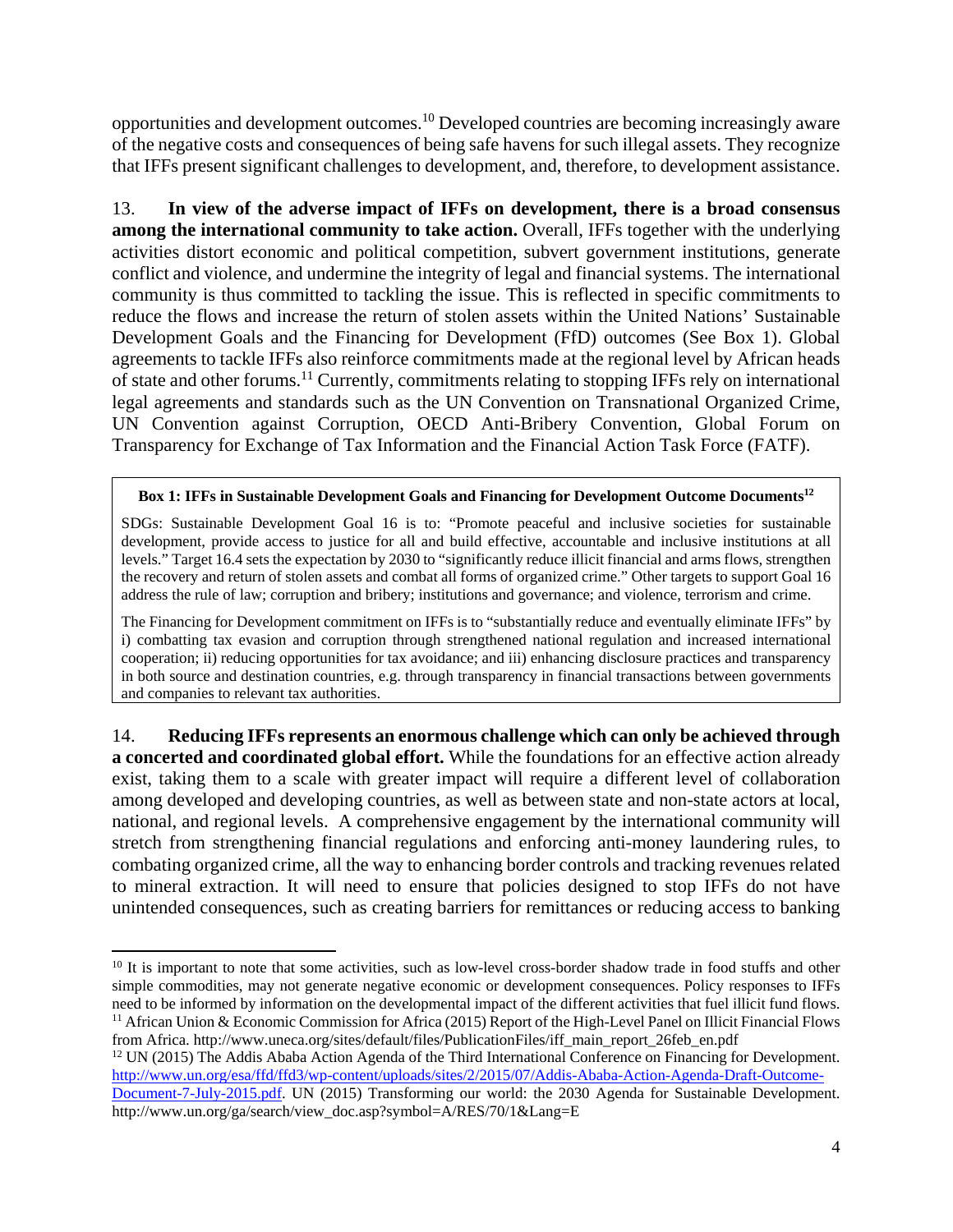opportunities and development outcomes.[10] Developed countries are becoming increasingly aware of the negative costs and consequences of being safe havens for such illegal assets. They recognize that IFFs present significant challenges to development, and, therefore, to development assistance.

13. **In view of the adverse impact of IFFs on development, there is a broad consensus among the international community to take action.** Overall, IFFs together with the underlying activities distort economic and political competition, subvert government institutions, generate conflict and violence, and undermine the integrity of legal and financial systems. The international community is thus committed to tackling the issue. This is reflected in specific commitments to reduce the flows and increase the return of stolen assets within the United Nations' Sustainable Development Goals and the Financing for Development (FfD) outcomes (See Box 1). Global agreements to tackle IFFs also reinforce commitments made at the regional level by African heads of state and other forums.[11] Currently, commitments relating to stopping IFFs rely on international legal agreements and standards such as the UN Convention on Transnational Organized Crime, UN Convention against Corruption, OECD Anti-Bribery Convention, Global Forum on Transparency for Exchange of Tax Information and the Financial Action Task Force (FATF).

> **Box 1: IFFs in Sustainable Development Goals and Financing for Development Outcome Documents[12]**
>
> SDGs: Sustainable Development Goal 16 is to: "Promote peaceful and inclusive societies for sustainable development, provide access to justice for all and build effective, accountable and inclusive institutions at all levels." Target 16.4 sets the expectation by 2030 to "significantly reduce illicit financial and arms flows, strengthen the recovery and return of stolen assets and combat all forms of organized crime." Other targets to support Goal 16 address the rule of law; corruption and bribery; institutions and governance; and violence, terrorism and crime.
>
> The Financing for Development commitment on IFFs is to "substantially reduce and eventually eliminate IFFs" by i) combatting tax evasion and corruption through strengthened national regulation and increased international cooperation; ii) reducing opportunities for tax avoidance; and iii) enhancing disclosure practices and transparency in both source and destination countries, e.g. through transparency in financial transactions between governments and companies to relevant tax authorities.

14. **Reducing IFFs represents an enormous challenge which can only be achieved through a concerted and coordinated global effort.** While the foundations for an effective action already exist, taking them to a scale with greater impact will require a different level of collaboration among developed and developing countries, as well as between state and non-state actors at local, national, and regional levels. A comprehensive engagement by the international community will stretch from strengthening financial regulations and enforcing anti-money laundering rules, to combating organized crime, all the way to enhancing border controls and tracking revenues related to mineral extraction. It will need to ensure that policies designed to stop IFFs do not have unintended consequences, such as creating barriers for remittances or reducing access to banking

---

[10] It is important to note that some activities, such as low-level cross-border shadow trade in food stuffs and other simple commodities, may not generate negative economic or development consequences. Policy responses to IFFs need to be informed by information on the developmental impact of the different activities that fuel illicit fund flows.

[11] African Union & Economic Commission for Africa (2015) Report of the High-Level Panel on Illicit Financial Flows from Africa. http://www.uneca.org/sites/default/files/PublicationFiles/iff_main_report_26feb_en.pdf

[12] UN (2015) The Addis Ababa Action Agenda of the Third International Conference on Financing for Development. http://www.un.org/esa/ffd/ffd3/wp-content/uploads/sites/2/2015/07/Addis-Ababa-Action-Agenda-Draft-Outcome-Document-7-July-2015.pdf. UN (2015) Transforming our world: the 2030 Agenda for Sustainable Development. http://www.un.org/ga/search/view_doc.asp?symbol=A/RES/70/1&Lang=E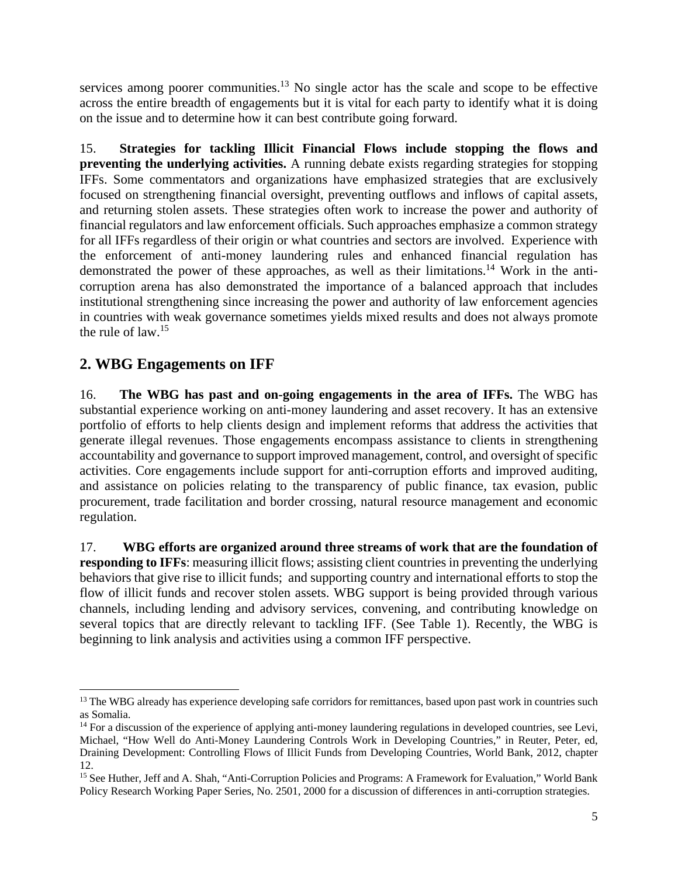services among poorer communities.[13] No single actor has the scale and scope to be effective across the entire breadth of engagements but it is vital for each party to identify what it is doing on the issue and to determine how it can best contribute going forward.

15. **Strategies for tackling Illicit Financial Flows include stopping the flows and preventing the underlying activities.** A running debate exists regarding strategies for stopping IFFs. Some commentators and organizations have emphasized strategies that are exclusively focused on strengthening financial oversight, preventing outflows and inflows of capital assets, and returning stolen assets. These strategies often work to increase the power and authority of financial regulators and law enforcement officials. Such approaches emphasize a common strategy for all IFFs regardless of their origin or what countries and sectors are involved. Experience with the enforcement of anti-money laundering rules and enhanced financial regulation has demonstrated the power of these approaches, as well as their limitations.[14] Work in the anti-corruption arena has also demonstrated the importance of a balanced approach that includes institutional strengthening since increasing the power and authority of law enforcement agencies in countries with weak governance sometimes yields mixed results and does not always promote the rule of law.[15]

## 2. WBG Engagements on IFF

16. **The WBG has past and on-going engagements in the area of IFFs.** The WBG has substantial experience working on anti-money laundering and asset recovery. It has an extensive portfolio of efforts to help clients design and implement reforms that address the activities that generate illegal revenues. Those engagements encompass assistance to clients in strengthening accountability and governance to support improved management, control, and oversight of specific activities. Core engagements include support for anti-corruption efforts and improved auditing, and assistance on policies relating to the transparency of public finance, tax evasion, public procurement, trade facilitation and border crossing, natural resource management and economic regulation.

17. **WBG efforts are organized around three streams of work that are the foundation of responding to IFFs**: measuring illicit flows; assisting client countries in preventing the underlying behaviors that give rise to illicit funds; and supporting country and international efforts to stop the flow of illicit funds and recover stolen assets. WBG support is being provided through various channels, including lending and advisory services, convening, and contributing knowledge on several topics that are directly relevant to tackling IFF. (See Table 1). Recently, the WBG is beginning to link analysis and activities using a common IFF perspective.

---

[13] The WBG already has experience developing safe corridors for remittances, based upon past work in countries such as Somalia.

[14] For a discussion of the experience of applying anti-money laundering regulations in developed countries, see Levi, Michael, "How Well do Anti-Money Laundering Controls Work in Developing Countries," in Reuter, Peter, ed, Draining Development: Controlling Flows of Illicit Funds from Developing Countries, World Bank, 2012, chapter 12.

[15] See Huther, Jeff and A. Shah, "Anti-Corruption Policies and Programs: A Framework for Evaluation," World Bank Policy Research Working Paper Series, No. 2501, 2000 for a discussion of differences in anti-corruption strategies.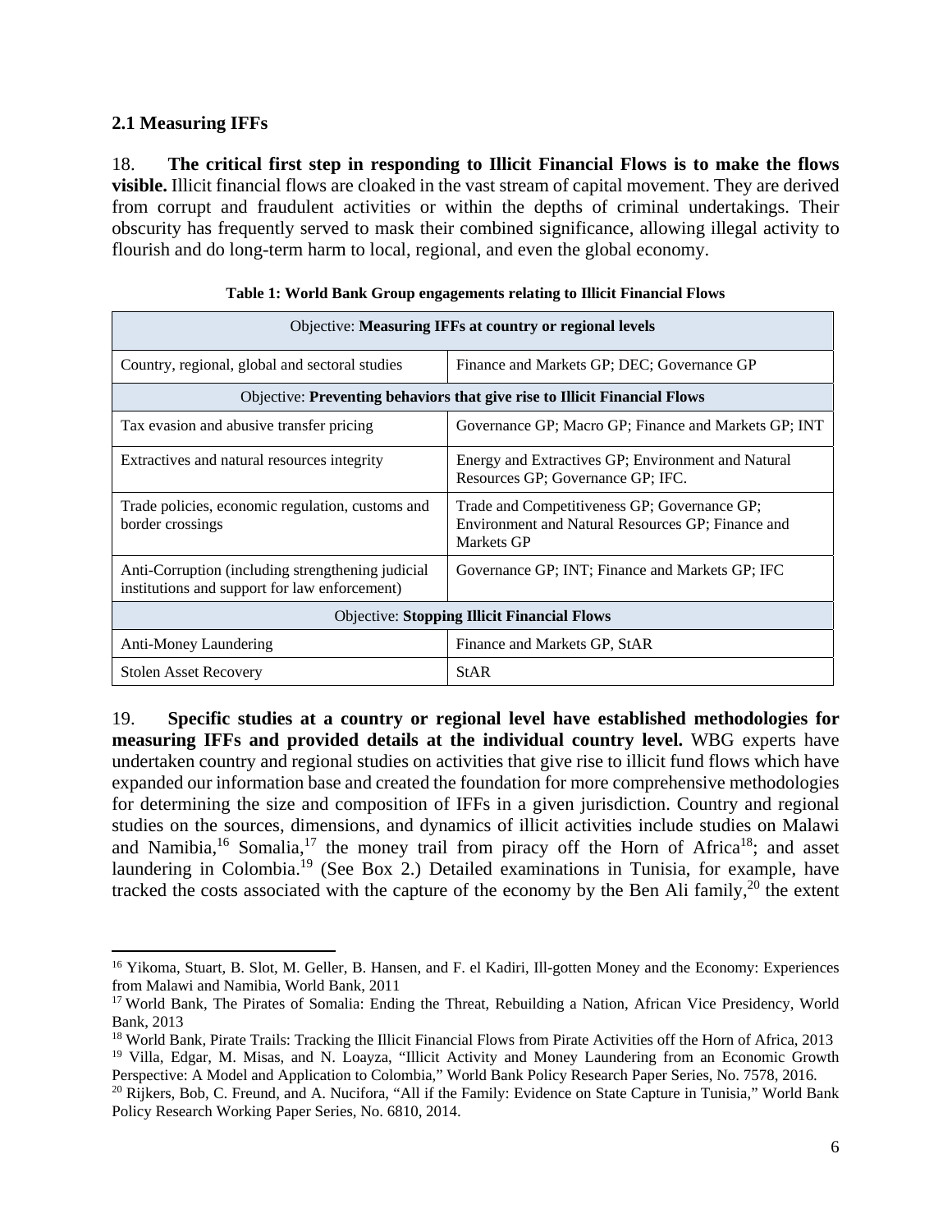### 2.1 Measuring IFFs

18. **The critical first step in responding to Illicit Financial Flows is to make the flows visible.** Illicit financial flows are cloaked in the vast stream of capital movement. They are derived from corrupt and fraudulent activities or within the depths of criminal undertakings. Their obscurity has frequently served to mask their combined significance, allowing illegal activity to flourish and do long-term harm to local, regional, and even the global economy.

**Table 1: World Bank Group engagements relating to Illicit Financial Flows**

| Objective: **Measuring IFFs at country or regional levels** | |
|---|---|
| Country, regional, global and sectoral studies | Finance and Markets GP; DEC; Governance GP |
| Objective: **Preventing behaviors that give rise to Illicit Financial Flows** | |
| Tax evasion and abusive transfer pricing | Governance GP; Macro GP; Finance and Markets GP; INT |
| Extractives and natural resources integrity | Energy and Extractives GP; Environment and Natural Resources GP; Governance GP; IFC. |
| Trade policies, economic regulation, customs and border crossings | Trade and Competitiveness GP; Governance GP; Environment and Natural Resources GP; Finance and Markets GP |
| Anti-Corruption (including strengthening judicial institutions and support for law enforcement) | Governance GP; INT; Finance and Markets GP; IFC |
| Objective: **Stopping Illicit Financial Flows** | |
| Anti-Money Laundering | Finance and Markets GP, StAR |
| Stolen Asset Recovery | StAR |

19. **Specific studies at a country or regional level have established methodologies for measuring IFFs and provided details at the individual country level.** WBG experts have undertaken country and regional studies on activities that give rise to illicit fund flows which have expanded our information base and created the foundation for more comprehensive methodologies for determining the size and composition of IFFs in a given jurisdiction. Country and regional studies on the sources, dimensions, and dynamics of illicit activities include studies on Malawi and Namibia,[16] Somalia,[17] the money trail from piracy off the Horn of Africa[18]; and asset laundering in Colombia.[19] (See Box 2.) Detailed examinations in Tunisia, for example, have tracked the costs associated with the capture of the economy by the Ben Ali family,[20] the extent

---

[16] Yikoma, Stuart, B. Slot, M. Geller, B. Hansen, and F. el Kadiri, Ill-gotten Money and the Economy: Experiences from Malawi and Namibia, World Bank, 2011

[17] World Bank, The Pirates of Somalia: Ending the Threat, Rebuilding a Nation, African Vice Presidency, World Bank, 2013

[18] World Bank, Pirate Trails: Tracking the Illicit Financial Flows from Pirate Activities off the Horn of Africa, 2013

[19] Villa, Edgar, M. Misas, and N. Loayza, "Illicit Activity and Money Laundering from an Economic Growth Perspective: A Model and Application to Colombia," World Bank Policy Research Paper Series, No. 7578, 2016.

[20] Rijkers, Bob, C. Freund, and A. Nucifora, "All if the Family: Evidence on State Capture in Tunisia," World Bank Policy Research Working Paper Series, No. 6810, 2014.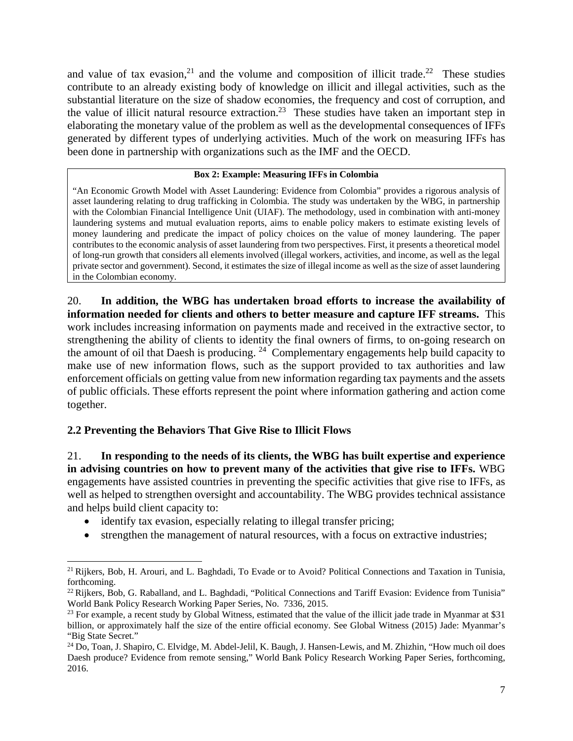and value of tax evasion,[21] and the volume and composition of illicit trade.[22] These studies contribute to an already existing body of knowledge on illicit and illegal activities, such as the substantial literature on the size of shadow economies, the frequency and cost of corruption, and the value of illicit natural resource extraction.[23] These studies have taken an important step in elaborating the monetary value of the problem as well as the developmental consequences of IFFs generated by different types of underlying activities. Much of the work on measuring IFFs has been done in partnership with organizations such as the IMF and the OECD.

> **Box 2: Example: Measuring IFFs in Colombia**
>
> "An Economic Growth Model with Asset Laundering: Evidence from Colombia" provides a rigorous analysis of asset laundering relating to drug trafficking in Colombia. The study was undertaken by the WBG, in partnership with the Colombian Financial Intelligence Unit (UIAF). The methodology, used in combination with anti-money laundering systems and mutual evaluation reports, aims to enable policy makers to estimate existing levels of money laundering and predicate the impact of policy choices on the value of money laundering. The paper contributes to the economic analysis of asset laundering from two perspectives. First, it presents a theoretical model of long-run growth that considers all elements involved (illegal workers, activities, and income, as well as the legal private sector and government). Second, it estimates the size of illegal income as well as the size of asset laundering in the Colombian economy.

20. **In addition, the WBG has undertaken broad efforts to increase the availability of information needed for clients and others to better measure and capture IFF streams.** This work includes increasing information on payments made and received in the extractive sector, to strengthening the ability of clients to identity the final owners of firms, to on-going research on the amount of oil that Daesh is producing.[24] Complementary engagements help build capacity to make use of new information flows, such as the support provided to tax authorities and law enforcement officials on getting value from new information regarding tax payments and the assets of public officials. These efforts represent the point where information gathering and action come together.

### 2.2 Preventing the Behaviors That Give Rise to Illicit Flows

21. **In responding to the needs of its clients, the WBG has built expertise and experience in advising countries on how to prevent many of the activities that give rise to IFFs.** WBG engagements have assisted countries in preventing the specific activities that give rise to IFFs, as well as helped to strengthen oversight and accountability. The WBG provides technical assistance and helps build client capacity to:

- identify tax evasion, especially relating to illegal transfer pricing;
- strengthen the management of natural resources, with a focus on extractive industries;

---

[21] Rijkers, Bob, H. Arouri, and L. Baghdadi, To Evade or to Avoid? Political Connections and Taxation in Tunisia, forthcoming.

[22] Rijkers, Bob, G. Raballand, and L. Baghdadi, "Political Connections and Tariff Evasion: Evidence from Tunisia" World Bank Policy Research Working Paper Series, No. 7336, 2015.

[23] For example, a recent study by Global Witness, estimated that the value of the illicit jade trade in Myanmar at \$31 billion, or approximately half the size of the entire official economy. See Global Witness (2015) Jade: Myanmar's "Big State Secret."

[24] Do, Toan, J. Shapiro, C. Elvidge, M. Abdel-Jelil, K. Baugh, J. Hansen-Lewis, and M. Zhizhin, "How much oil does Daesh produce? Evidence from remote sensing," World Bank Policy Research Working Paper Series, forthcoming, 2016.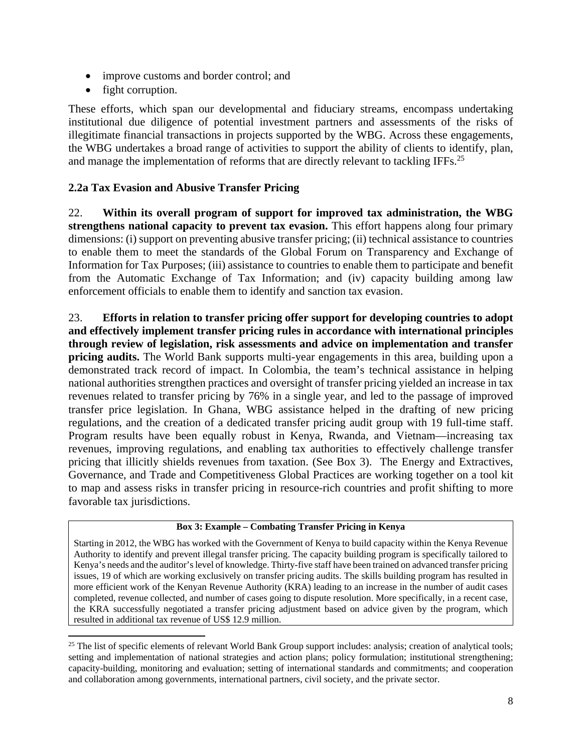- improve customs and border control; and
- fight corruption.

These efforts, which span our developmental and fiduciary streams, encompass undertaking institutional due diligence of potential investment partners and assessments of the risks of illegitimate financial transactions in projects supported by the WBG. Across these engagements, the WBG undertakes a broad range of activities to support the ability of clients to identify, plan, and manage the implementation of reforms that are directly relevant to tackling IFFs.[25]

### 2.2a Tax Evasion and Abusive Transfer Pricing

22. **Within its overall program of support for improved tax administration, the WBG strengthens national capacity to prevent tax evasion.** This effort happens along four primary dimensions: (i) support on preventing abusive transfer pricing; (ii) technical assistance to countries to enable them to meet the standards of the Global Forum on Transparency and Exchange of Information for Tax Purposes; (iii) assistance to countries to enable them to participate and benefit from the Automatic Exchange of Tax Information; and (iv) capacity building among law enforcement officials to enable them to identify and sanction tax evasion.

23. **Efforts in relation to transfer pricing offer support for developing countries to adopt and effectively implement transfer pricing rules in accordance with international principles through review of legislation, risk assessments and advice on implementation and transfer pricing audits.** The World Bank supports multi-year engagements in this area, building upon a demonstrated track record of impact. In Colombia, the team's technical assistance in helping national authorities strengthen practices and oversight of transfer pricing yielded an increase in tax revenues related to transfer pricing by 76% in a single year, and led to the passage of improved transfer price legislation. In Ghana, WBG assistance helped in the drafting of new pricing regulations, and the creation of a dedicated transfer pricing audit group with 19 full-time staff. Program results have been equally robust in Kenya, Rwanda, and Vietnam—increasing tax revenues, improving regulations, and enabling tax authorities to effectively challenge transfer pricing that illicitly shields revenues from taxation. (See Box 3). The Energy and Extractives, Governance, and Trade and Competitiveness Global Practices are working together on a tool kit to map and assess risks in transfer pricing in resource-rich countries and profit shifting to more favorable tax jurisdictions.

> **Box 3: Example – Combating Transfer Pricing in Kenya**
>
> Starting in 2012, the WBG has worked with the Government of Kenya to build capacity within the Kenya Revenue Authority to identify and prevent illegal transfer pricing. The capacity building program is specifically tailored to Kenya's needs and the auditor's level of knowledge. Thirty-five staff have been trained on advanced transfer pricing issues, 19 of which are working exclusively on transfer pricing audits. The skills building program has resulted in more efficient work of the Kenyan Revenue Authority (KRA) leading to an increase in the number of audit cases completed, revenue collected, and number of cases going to dispute resolution. More specifically, in a recent case, the KRA successfully negotiated a transfer pricing adjustment based on advice given by the program, which resulted in additional tax revenue of US$ 12.9 million.

[25] The list of specific elements of relevant World Bank Group support includes: analysis; creation of analytical tools; setting and implementation of national strategies and action plans; policy formulation; institutional strengthening; capacity-building, monitoring and evaluation; setting of international standards and commitments; and cooperation and collaboration among governments, international partners, civil society, and the private sector.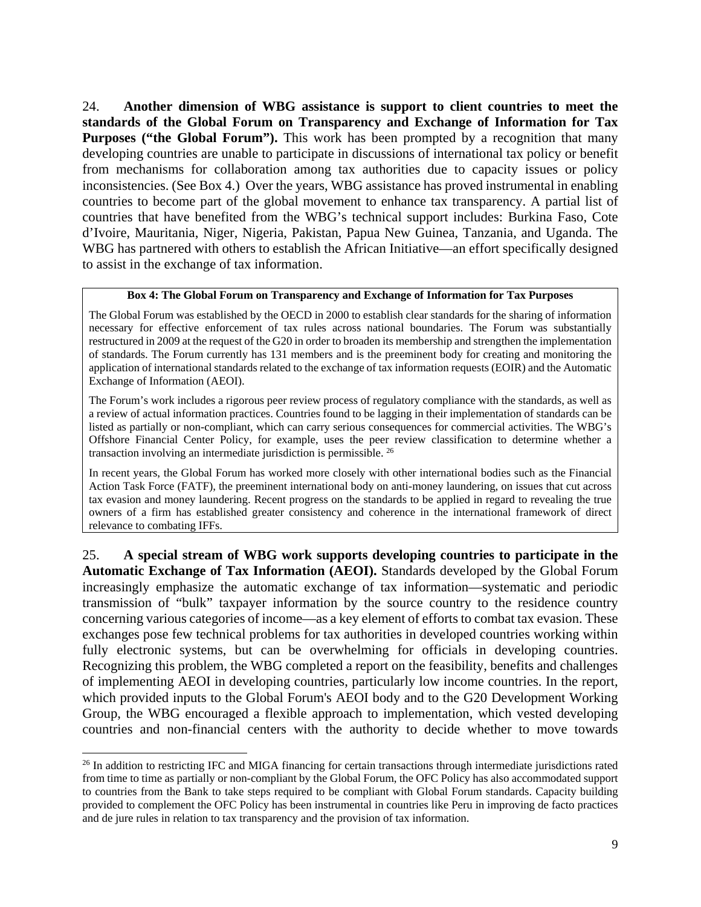24. **Another dimension of WBG assistance is support to client countries to meet the standards of the Global Forum on Transparency and Exchange of Information for Tax Purposes ("the Global Forum").** This work has been prompted by a recognition that many developing countries are unable to participate in discussions of international tax policy or benefit from mechanisms for collaboration among tax authorities due to capacity issues or policy inconsistencies. (See Box 4.) Over the years, WBG assistance has proved instrumental in enabling countries to become part of the global movement to enhance tax transparency. A partial list of countries that have benefited from the WBG's technical support includes: Burkina Faso, Cote d'Ivoire, Mauritania, Niger, Nigeria, Pakistan, Papua New Guinea, Tanzania, and Uganda. The WBG has partnered with others to establish the African Initiative—an effort specifically designed to assist in the exchange of tax information.

> **Box 4: The Global Forum on Transparency and Exchange of Information for Tax Purposes**
>
> The Global Forum was established by the OECD in 2000 to establish clear standards for the sharing of information necessary for effective enforcement of tax rules across national boundaries. The Forum was substantially restructured in 2009 at the request of the G20 in order to broaden its membership and strengthen the implementation of standards. The Forum currently has 131 members and is the preeminent body for creating and monitoring the application of international standards related to the exchange of tax information requests (EOIR) and the Automatic Exchange of Information (AEOI).
>
> The Forum's work includes a rigorous peer review process of regulatory compliance with the standards, as well as a review of actual information practices. Countries found to be lagging in their implementation of standards can be listed as partially or non-compliant, which can carry serious consequences for commercial activities. The WBG's Offshore Financial Center Policy, for example, uses the peer review classification to determine whether a transaction involving an intermediate jurisdiction is permissible. [26]
>
> In recent years, the Global Forum has worked more closely with other international bodies such as the Financial Action Task Force (FATF), the preeminent international body on anti-money laundering, on issues that cut across tax evasion and money laundering. Recent progress on the standards to be applied in regard to revealing the true owners of a firm has established greater consistency and coherence in the international framework of direct relevance to combating IFFs.

25. **A special stream of WBG work supports developing countries to participate in the Automatic Exchange of Tax Information (AEOI).** Standards developed by the Global Forum increasingly emphasize the automatic exchange of tax information—systematic and periodic transmission of "bulk" taxpayer information by the source country to the residence country concerning various categories of income—as a key element of efforts to combat tax evasion. These exchanges pose few technical problems for tax authorities in developed countries working within fully electronic systems, but can be overwhelming for officials in developing countries. Recognizing this problem, the WBG completed a report on the feasibility, benefits and challenges of implementing AEOI in developing countries, particularly low income countries. In the report, which provided inputs to the Global Forum's AEOI body and to the G20 Development Working Group, the WBG encouraged a flexible approach to implementation, which vested developing countries and non-financial centers with the authority to decide whether to move towards

---

[26] In addition to restricting IFC and MIGA financing for certain transactions through intermediate jurisdictions rated from time to time as partially or non-compliant by the Global Forum, the OFC Policy has also accommodated support to countries from the Bank to take steps required to be compliant with Global Forum standards. Capacity building provided to complement the OFC Policy has been instrumental in countries like Peru in improving de facto practices and de jure rules in relation to tax transparency and the provision of tax information.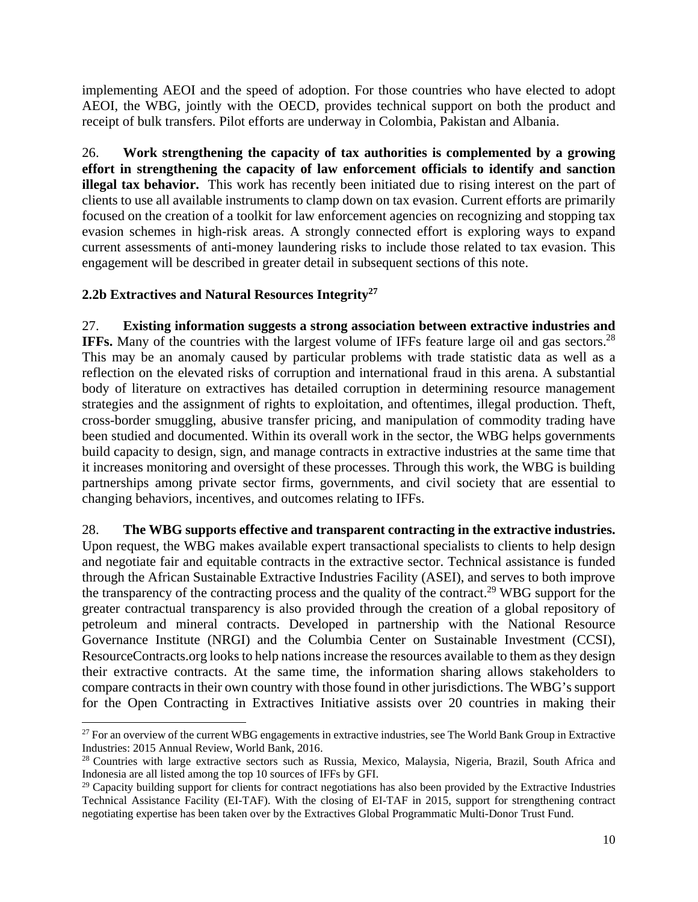implementing AEOI and the speed of adoption. For those countries who have elected to adopt AEOI, the WBG, jointly with the OECD, provides technical support on both the product and receipt of bulk transfers. Pilot efforts are underway in Colombia, Pakistan and Albania.

26. **Work strengthening the capacity of tax authorities is complemented by a growing effort in strengthening the capacity of law enforcement officials to identify and sanction illegal tax behavior.** This work has recently been initiated due to rising interest on the part of clients to use all available instruments to clamp down on tax evasion. Current efforts are primarily focused on the creation of a toolkit for law enforcement agencies on recognizing and stopping tax evasion schemes in high-risk areas. A strongly connected effort is exploring ways to expand current assessments of anti-money laundering risks to include those related to tax evasion. This engagement will be described in greater detail in subsequent sections of this note.

### 2.2b Extractives and Natural Resources Integrity[27]

27. **Existing information suggests a strong association between extractive industries and IFFs.** Many of the countries with the largest volume of IFFs feature large oil and gas sectors.[28] This may be an anomaly caused by particular problems with trade statistic data as well as a reflection on the elevated risks of corruption and international fraud in this arena. A substantial body of literature on extractives has detailed corruption in determining resource management strategies and the assignment of rights to exploitation, and oftentimes, illegal production. Theft, cross-border smuggling, abusive transfer pricing, and manipulation of commodity trading have been studied and documented. Within its overall work in the sector, the WBG helps governments build capacity to design, sign, and manage contracts in extractive industries at the same time that it increases monitoring and oversight of these processes. Through this work, the WBG is building partnerships among private sector firms, governments, and civil society that are essential to changing behaviors, incentives, and outcomes relating to IFFs.

28. **The WBG supports effective and transparent contracting in the extractive industries.** Upon request, the WBG makes available expert transactional specialists to clients to help design and negotiate fair and equitable contracts in the extractive sector. Technical assistance is funded through the African Sustainable Extractive Industries Facility (ASEI), and serves to both improve the transparency of the contracting process and the quality of the contract.[29] WBG support for the greater contractual transparency is also provided through the creation of a global repository of petroleum and mineral contracts. Developed in partnership with the National Resource Governance Institute (NRGI) and the Columbia Center on Sustainable Investment (CCSI), ResourceContracts.org looks to help nations increase the resources available to them as they design their extractive contracts. At the same time, the information sharing allows stakeholders to compare contracts in their own country with those found in other jurisdictions. The WBG's support for the Open Contracting in Extractives Initiative assists over 20 countries in making their

---

[27] For an overview of the current WBG engagements in extractive industries, see The World Bank Group in Extractive Industries: 2015 Annual Review, World Bank, 2016.

[28] Countries with large extractive sectors such as Russia, Mexico, Malaysia, Nigeria, Brazil, South Africa and Indonesia are all listed among the top 10 sources of IFFs by GFI.

[29] Capacity building support for clients for contract negotiations has also been provided by the Extractive Industries Technical Assistance Facility (EI-TAF). With the closing of EI-TAF in 2015, support for strengthening contract negotiating expertise has been taken over by the Extractives Global Programmatic Multi-Donor Trust Fund.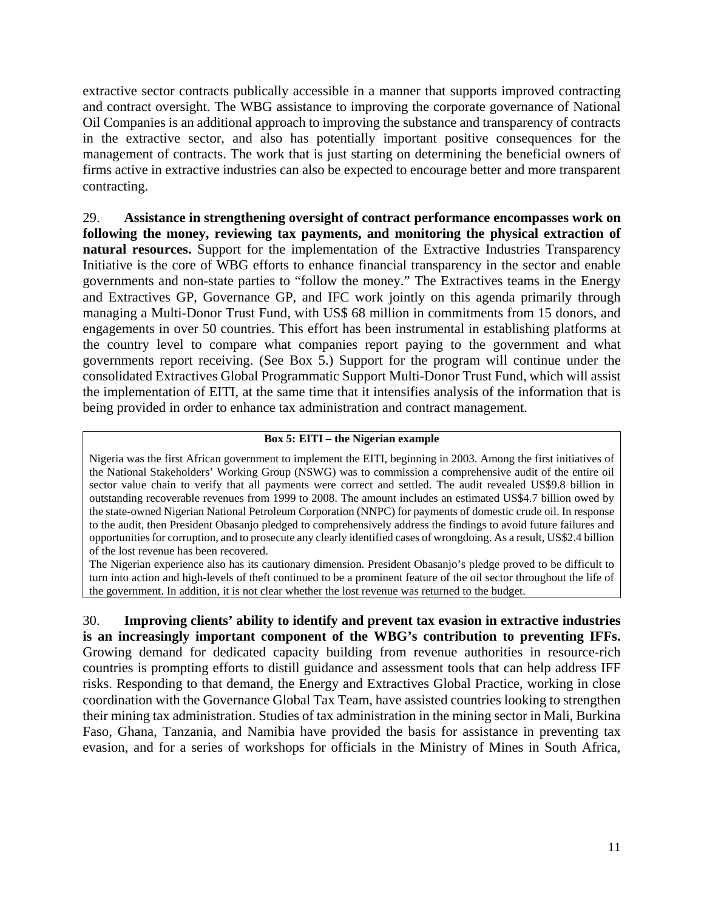extractive sector contracts publically accessible in a manner that supports improved contracting and contract oversight. The WBG assistance to improving the corporate governance of National Oil Companies is an additional approach to improving the substance and transparency of contracts in the extractive sector, and also has potentially important positive consequences for the management of contracts. The work that is just starting on determining the beneficial owners of firms active in extractive industries can also be expected to encourage better and more transparent contracting.

29. **Assistance in strengthening oversight of contract performance encompasses work on following the money, reviewing tax payments, and monitoring the physical extraction of natural resources.** Support for the implementation of the Extractive Industries Transparency Initiative is the core of WBG efforts to enhance financial transparency in the sector and enable governments and non-state parties to "follow the money." The Extractives teams in the Energy and Extractives GP, Governance GP, and IFC work jointly on this agenda primarily through managing a Multi-Donor Trust Fund, with US$ 68 million in commitments from 15 donors, and engagements in over 50 countries. This effort has been instrumental in establishing platforms at the country level to compare what companies report paying to the government and what governments report receiving. (See Box 5.) Support for the program will continue under the consolidated Extractives Global Programmatic Support Multi-Donor Trust Fund, which will assist the implementation of EITI, at the same time that it intensifies analysis of the information that is being provided in order to enhance tax administration and contract management.

> **Box 5: EITI – the Nigerian example**
>
> Nigeria was the first African government to implement the EITI, beginning in 2003. Among the first initiatives of the National Stakeholders' Working Group (NSWG) was to commission a comprehensive audit of the entire oil sector value chain to verify that all payments were correct and settled. The audit revealed US$9.8 billion in outstanding recoverable revenues from 1999 to 2008. The amount includes an estimated US$4.7 billion owed by the state-owned Nigerian National Petroleum Corporation (NNPC) for payments of domestic crude oil. In response to the audit, then President Obasanjo pledged to comprehensively address the findings to avoid future failures and opportunities for corruption, and to prosecute any clearly identified cases of wrongdoing. As a result, US$2.4 billion of the lost revenue has been recovered.
>
> The Nigerian experience also has its cautionary dimension. President Obasanjo's pledge proved to be difficult to turn into action and high-levels of theft continued to be a prominent feature of the oil sector throughout the life of the government. In addition, it is not clear whether the lost revenue was returned to the budget.

30. **Improving clients' ability to identify and prevent tax evasion in extractive industries is an increasingly important component of the WBG's contribution to preventing IFFs.** Growing demand for dedicated capacity building from revenue authorities in resource-rich countries is prompting efforts to distill guidance and assessment tools that can help address IFF risks. Responding to that demand, the Energy and Extractives Global Practice, working in close coordination with the Governance Global Tax Team, have assisted countries looking to strengthen their mining tax administration. Studies of tax administration in the mining sector in Mali, Burkina Faso, Ghana, Tanzania, and Namibia have provided the basis for assistance in preventing tax evasion, and for a series of workshops for officials in the Ministry of Mines in South Africa,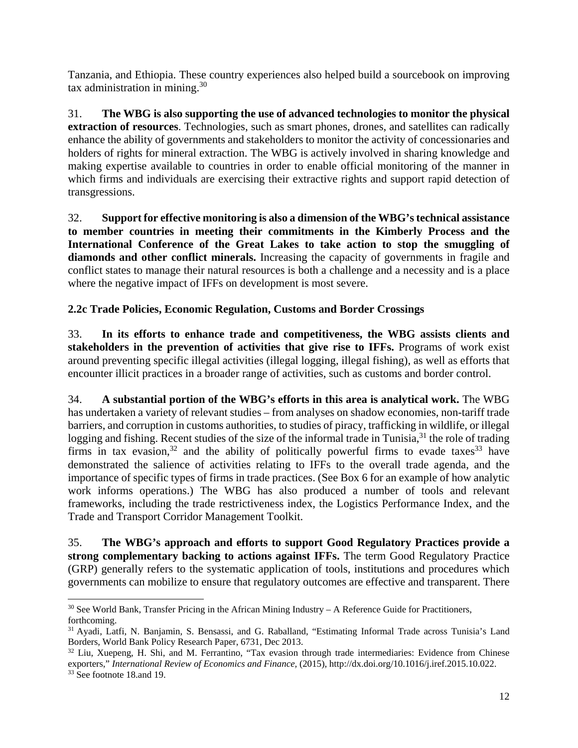Tanzania, and Ethiopia. These country experiences also helped build a sourcebook on improving tax administration in mining.[30]

31. **The WBG is also supporting the use of advanced technologies to monitor the physical extraction of resources**. Technologies, such as smart phones, drones, and satellites can radically enhance the ability of governments and stakeholders to monitor the activity of concessionaries and holders of rights for mineral extraction. The WBG is actively involved in sharing knowledge and making expertise available to countries in order to enable official monitoring of the manner in which firms and individuals are exercising their extractive rights and support rapid detection of transgressions.

32. **Support for effective monitoring is also a dimension of the WBG's technical assistance to member countries in meeting their commitments in the Kimberly Process and the International Conference of the Great Lakes to take action to stop the smuggling of diamonds and other conflict minerals.** Increasing the capacity of governments in fragile and conflict states to manage their natural resources is both a challenge and a necessity and is a place where the negative impact of IFFs on development is most severe.

### 2.2c Trade Policies, Economic Regulation, Customs and Border Crossings

33. **In its efforts to enhance trade and competitiveness, the WBG assists clients and stakeholders in the prevention of activities that give rise to IFFs.** Programs of work exist around preventing specific illegal activities (illegal logging, illegal fishing), as well as efforts that encounter illicit practices in a broader range of activities, such as customs and border control.

34. **A substantial portion of the WBG's efforts in this area is analytical work.** The WBG has undertaken a variety of relevant studies – from analyses on shadow economies, non-tariff trade barriers, and corruption in customs authorities, to studies of piracy, trafficking in wildlife, or illegal logging and fishing. Recent studies of the size of the informal trade in Tunisia,[31] the role of trading firms in tax evasion,[32] and the ability of politically powerful firms to evade taxes[33] have demonstrated the salience of activities relating to IFFs to the overall trade agenda, and the importance of specific types of firms in trade practices. (See Box 6 for an example of how analytic work informs operations.) The WBG has also produced a number of tools and relevant frameworks, including the trade restrictiveness index, the Logistics Performance Index, and the Trade and Transport Corridor Management Toolkit.

35. **The WBG's approach and efforts to support Good Regulatory Practices provide a strong complementary backing to actions against IFFs.** The term Good Regulatory Practice (GRP) generally refers to the systematic application of tools, institutions and procedures which governments can mobilize to ensure that regulatory outcomes are effective and transparent. There

---

[30] See World Bank, Transfer Pricing in the African Mining Industry – A Reference Guide for Practitioners, forthcoming.

[31] Ayadi, Latfi, N. Banjamin, S. Bensassi, and G. Raballand, "Estimating Informal Trade across Tunisia's Land Borders, World Bank Policy Research Paper, 6731, Dec 2013.

[32] Liu, Xuepeng, H. Shi, and M. Ferrantino, "Tax evasion through trade intermediaries: Evidence from Chinese exporters," *International Review of Economics and Finance,* (2015), http://dx.doi.org/10.1016/j.iref.2015.10.022.

[33] See footnote 18.and 19.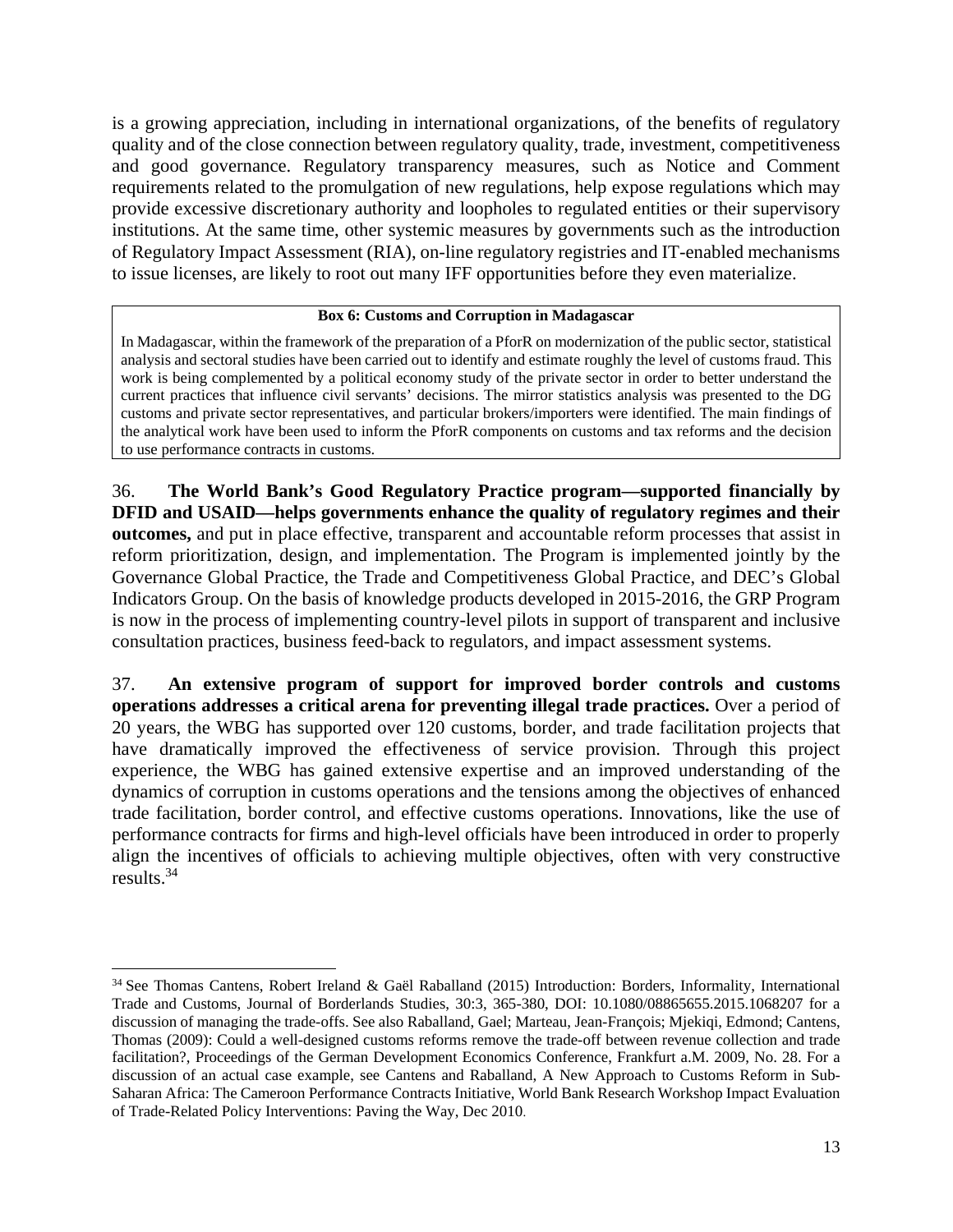is a growing appreciation, including in international organizations, of the benefits of regulatory quality and of the close connection between regulatory quality, trade, investment, competitiveness and good governance. Regulatory transparency measures, such as Notice and Comment requirements related to the promulgation of new regulations, help expose regulations which may provide excessive discretionary authority and loopholes to regulated entities or their supervisory institutions. At the same time, other systemic measures by governments such as the introduction of Regulatory Impact Assessment (RIA), on-line regulatory registries and IT-enabled mechanisms to issue licenses, are likely to root out many IFF opportunities before they even materialize.

> **Box 6: Customs and Corruption in Madagascar**
>
> In Madagascar, within the framework of the preparation of a PforR on modernization of the public sector, statistical analysis and sectoral studies have been carried out to identify and estimate roughly the level of customs fraud. This work is being complemented by a political economy study of the private sector in order to better understand the current practices that influence civil servants' decisions. The mirror statistics analysis was presented to the DG customs and private sector representatives, and particular brokers/importers were identified. The main findings of the analytical work have been used to inform the PforR components on customs and tax reforms and the decision to use performance contracts in customs.

36. **The World Bank's Good Regulatory Practice program—supported financially by DFID and USAID—helps governments enhance the quality of regulatory regimes and their outcomes,** and put in place effective, transparent and accountable reform processes that assist in reform prioritization, design, and implementation. The Program is implemented jointly by the Governance Global Practice, the Trade and Competitiveness Global Practice, and DEC's Global Indicators Group. On the basis of knowledge products developed in 2015-2016, the GRP Program is now in the process of implementing country-level pilots in support of transparent and inclusive consultation practices, business feed-back to regulators, and impact assessment systems.

37. **An extensive program of support for improved border controls and customs operations addresses a critical arena for preventing illegal trade practices.** Over a period of 20 years, the WBG has supported over 120 customs, border, and trade facilitation projects that have dramatically improved the effectiveness of service provision. Through this project experience, the WBG has gained extensive expertise and an improved understanding of the dynamics of corruption in customs operations and the tensions among the objectives of enhanced trade facilitation, border control, and effective customs operations. Innovations, like the use of performance contracts for firms and high-level officials have been introduced in order to properly align the incentives of officials to achieving multiple objectives, often with very constructive results.[34]

---

[34] See Thomas Cantens, Robert Ireland & Gaël Raballand (2015) Introduction: Borders, Informality, International Trade and Customs, Journal of Borderlands Studies, 30:3, 365-380, DOI: 10.1080/08865655.2015.1068207 for a discussion of managing the trade-offs. See also Raballand, Gael; Marteau, Jean-François; Mjekiqi, Edmond; Cantens, Thomas (2009): Could a well-designed customs reforms remove the trade-off between revenue collection and trade facilitation?, Proceedings of the German Development Economics Conference, Frankfurt a.M. 2009, No. 28. For a discussion of an actual case example, see Cantens and Raballand, A New Approach to Customs Reform in Sub-Saharan Africa: The Cameroon Performance Contracts Initiative, World Bank Research Workshop Impact Evaluation of Trade-Related Policy Interventions: Paving the Way, Dec 2010.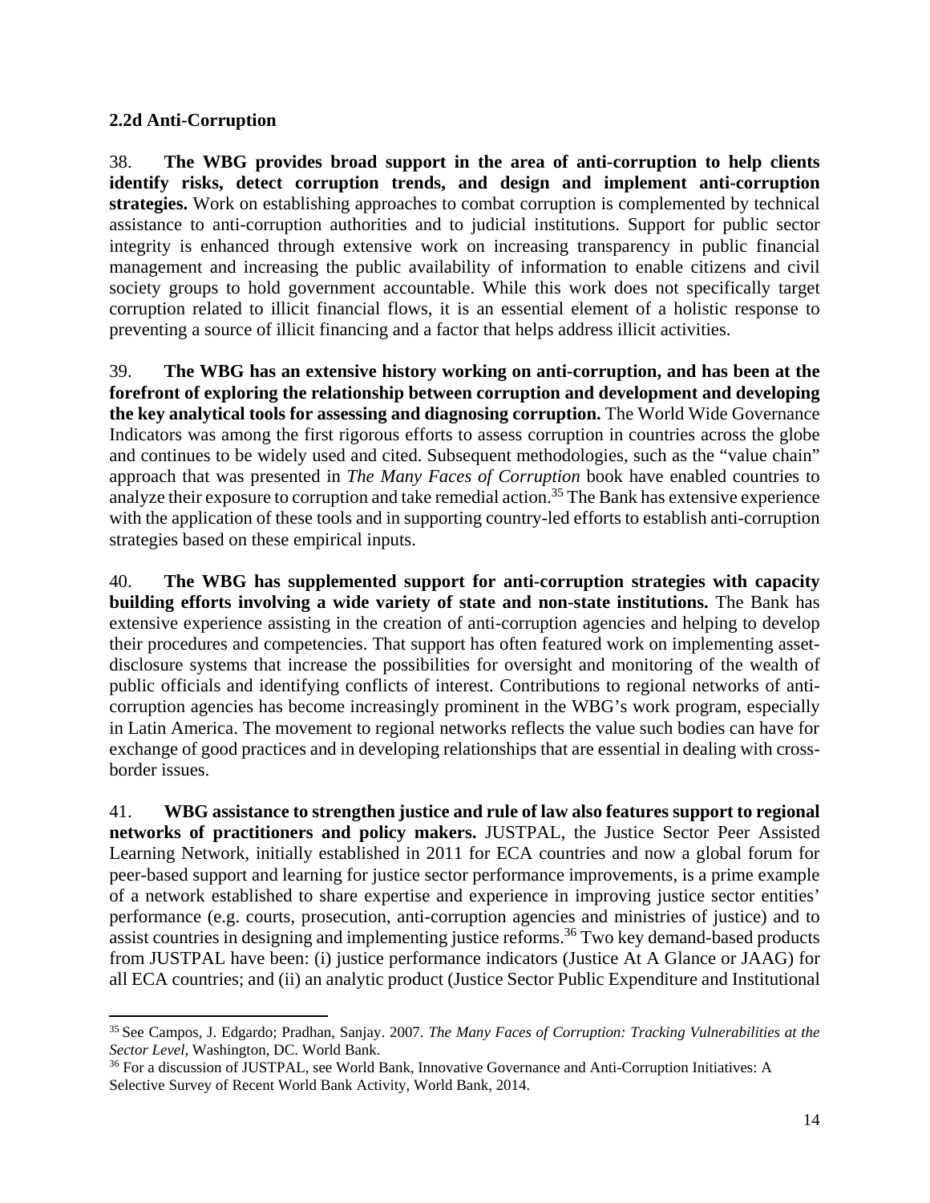### 2.2d Anti-Corruption

38. **The WBG provides broad support in the area of anti-corruption to help clients identify risks, detect corruption trends, and design and implement anti-corruption strategies.** Work on establishing approaches to combat corruption is complemented by technical assistance to anti-corruption authorities and to judicial institutions. Support for public sector integrity is enhanced through extensive work on increasing transparency in public financial management and increasing the public availability of information to enable citizens and civil society groups to hold government accountable. While this work does not specifically target corruption related to illicit financial flows, it is an essential element of a holistic response to preventing a source of illicit financing and a factor that helps address illicit activities.

39. **The WBG has an extensive history working on anti-corruption, and has been at the forefront of exploring the relationship between corruption and development and developing the key analytical tools for assessing and diagnosing corruption.** The World Wide Governance Indicators was among the first rigorous efforts to assess corruption in countries across the globe and continues to be widely used and cited. Subsequent methodologies, such as the "value chain" approach that was presented in *The Many Faces of Corruption* book have enabled countries to analyze their exposure to corruption and take remedial action.[35] The Bank has extensive experience with the application of these tools and in supporting country-led efforts to establish anti-corruption strategies based on these empirical inputs.

40. **The WBG has supplemented support for anti-corruption strategies with capacity building efforts involving a wide variety of state and non-state institutions.** The Bank has extensive experience assisting in the creation of anti-corruption agencies and helping to develop their procedures and competencies. That support has often featured work on implementing asset-disclosure systems that increase the possibilities for oversight and monitoring of the wealth of public officials and identifying conflicts of interest. Contributions to regional networks of anti-corruption agencies has become increasingly prominent in the WBG's work program, especially in Latin America. The movement to regional networks reflects the value such bodies can have for exchange of good practices and in developing relationships that are essential in dealing with cross-border issues.

41. **WBG assistance to strengthen justice and rule of law also features support to regional networks of practitioners and policy makers.** JUSTPAL, the Justice Sector Peer Assisted Learning Network, initially established in 2011 for ECA countries and now a global forum for peer-based support and learning for justice sector performance improvements, is a prime example of a network established to share expertise and experience in improving justice sector entities' performance (e.g. courts, prosecution, anti-corruption agencies and ministries of justice) and to assist countries in designing and implementing justice reforms.[36] Two key demand-based products from JUSTPAL have been: (i) justice performance indicators (Justice At A Glance or JAAG) for all ECA countries; and (ii) an analytic product (Justice Sector Public Expenditure and Institutional

---

[35] See Campos, J. Edgardo; Pradhan, Sanjay. 2007. *The Many Faces of Corruption: Tracking Vulnerabilities at the Sector Level*, Washington, DC. World Bank.

[36] For a discussion of JUSTPAL, see World Bank, Innovative Governance and Anti-Corruption Initiatives: A Selective Survey of Recent World Bank Activity, World Bank, 2014.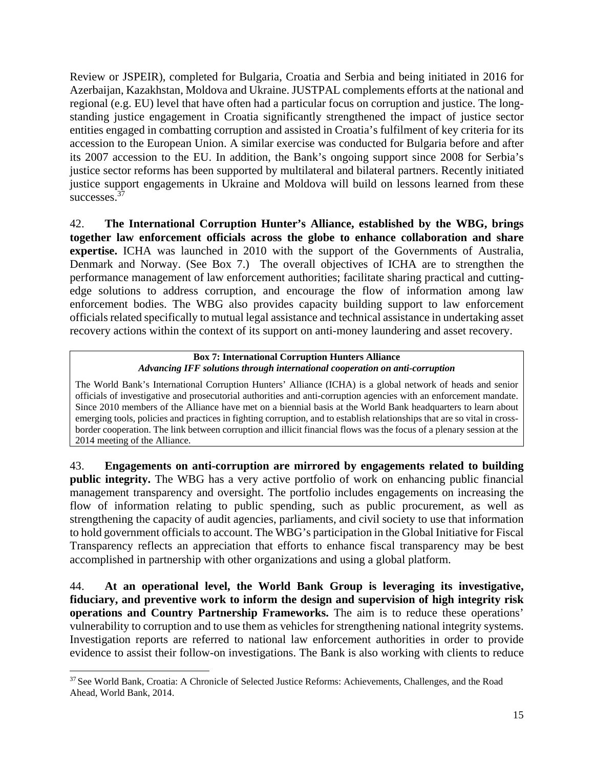Review or JSPEIR), completed for Bulgaria, Croatia and Serbia and being initiated in 2016 for Azerbaijan, Kazakhstan, Moldova and Ukraine. JUSTPAL complements efforts at the national and regional (e.g. EU) level that have often had a particular focus on corruption and justice. The long-standing justice engagement in Croatia significantly strengthened the impact of justice sector entities engaged in combatting corruption and assisted in Croatia's fulfilment of key criteria for its accession to the European Union. A similar exercise was conducted for Bulgaria before and after its 2007 accession to the EU. In addition, the Bank's ongoing support since 2008 for Serbia's justice sector reforms has been supported by multilateral and bilateral partners. Recently initiated justice support engagements in Ukraine and Moldova will build on lessons learned from these successes.[37]

42. **The International Corruption Hunter's Alliance, established by the WBG, brings together law enforcement officials across the globe to enhance collaboration and share expertise.** ICHA was launched in 2010 with the support of the Governments of Australia, Denmark and Norway. (See Box 7.) The overall objectives of ICHA are to strengthen the performance management of law enforcement authorities; facilitate sharing practical and cutting-edge solutions to address corruption, and encourage the flow of information among law enforcement bodies. The WBG also provides capacity building support to law enforcement officials related specifically to mutual legal assistance and technical assistance in undertaking asset recovery actions within the context of its support on anti-money laundering and asset recovery.

> **Box 7: International Corruption Hunters Alliance**
> ***Advancing IFF solutions through international cooperation on anti-corruption***
>
> The World Bank's International Corruption Hunters' Alliance (ICHA) is a global network of heads and senior officials of investigative and prosecutorial authorities and anti-corruption agencies with an enforcement mandate. Since 2010 members of the Alliance have met on a biennial basis at the World Bank headquarters to learn about emerging tools, policies and practices in fighting corruption, and to establish relationships that are so vital in cross-border cooperation. The link between corruption and illicit financial flows was the focus of a plenary session at the 2014 meeting of the Alliance.

43. **Engagements on anti-corruption are mirrored by engagements related to building public integrity.** The WBG has a very active portfolio of work on enhancing public financial management transparency and oversight. The portfolio includes engagements on increasing the flow of information relating to public spending, such as public procurement, as well as strengthening the capacity of audit agencies, parliaments, and civil society to use that information to hold government officials to account. The WBG's participation in the Global Initiative for Fiscal Transparency reflects an appreciation that efforts to enhance fiscal transparency may be best accomplished in partnership with other organizations and using a global platform.

44. **At an operational level, the World Bank Group is leveraging its investigative, fiduciary, and preventive work to inform the design and supervision of high integrity risk operations and Country Partnership Frameworks.** The aim is to reduce these operations' vulnerability to corruption and to use them as vehicles for strengthening national integrity systems. Investigation reports are referred to national law enforcement authorities in order to provide evidence to assist their follow-on investigations. The Bank is also working with clients to reduce

---

[37] See World Bank, Croatia: A Chronicle of Selected Justice Reforms: Achievements, Challenges, and the Road Ahead, World Bank, 2014.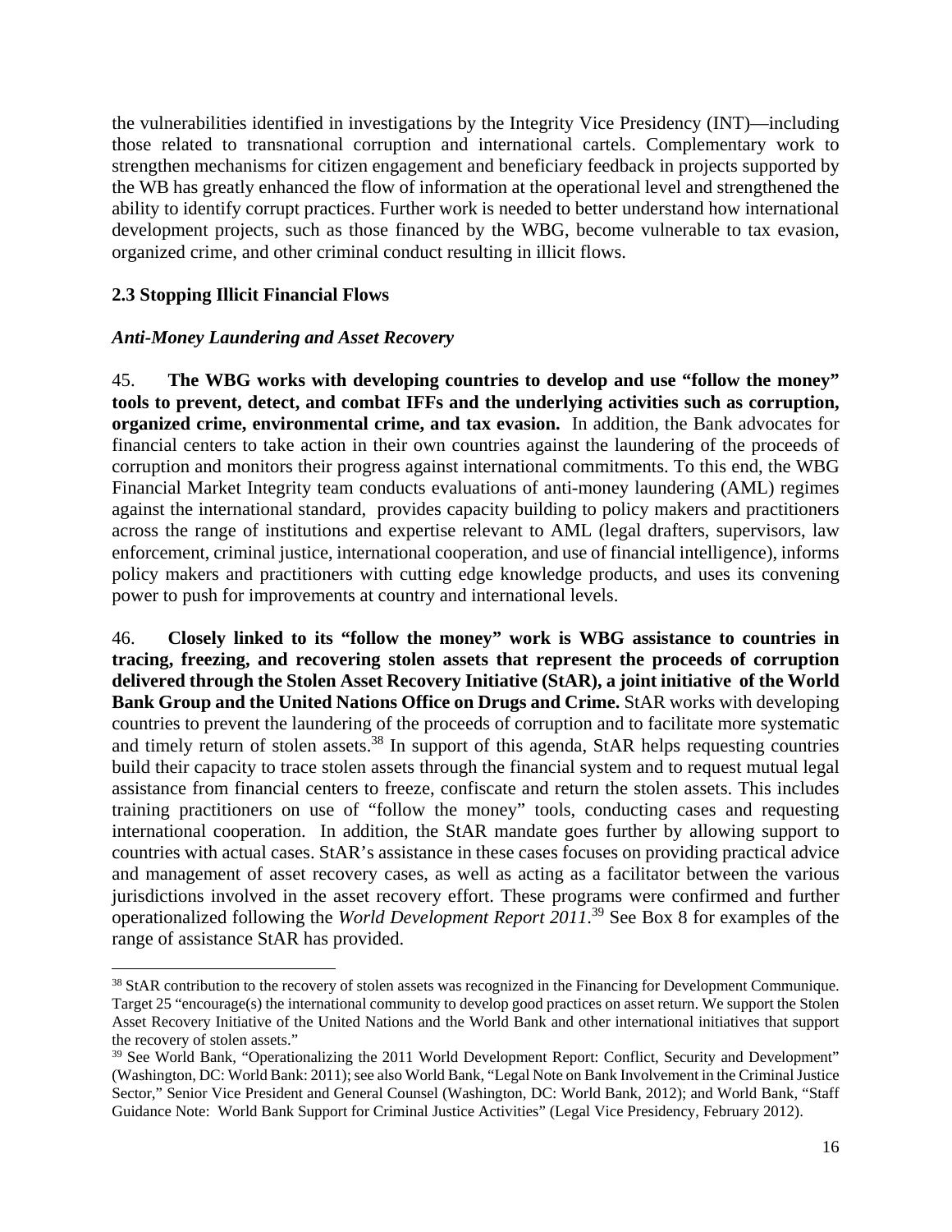the vulnerabilities identified in investigations by the Integrity Vice Presidency (INT)—including those related to transnational corruption and international cartels. Complementary work to strengthen mechanisms for citizen engagement and beneficiary feedback in projects supported by the WB has greatly enhanced the flow of information at the operational level and strengthened the ability to identify corrupt practices. Further work is needed to better understand how international development projects, such as those financed by the WBG, become vulnerable to tax evasion, organized crime, and other criminal conduct resulting in illicit flows.

### 2.3 Stopping Illicit Financial Flows

#### *Anti-Money Laundering and Asset Recovery*

45. **The WBG works with developing countries to develop and use "follow the money" tools to prevent, detect, and combat IFFs and the underlying activities such as corruption, organized crime, environmental crime, and tax evasion.** In addition, the Bank advocates for financial centers to take action in their own countries against the laundering of the proceeds of corruption and monitors their progress against international commitments. To this end, the WBG Financial Market Integrity team conducts evaluations of anti-money laundering (AML) regimes against the international standard, provides capacity building to policy makers and practitioners across the range of institutions and expertise relevant to AML (legal drafters, supervisors, law enforcement, criminal justice, international cooperation, and use of financial intelligence), informs policy makers and practitioners with cutting edge knowledge products, and uses its convening power to push for improvements at country and international levels.

46. **Closely linked to its "follow the money" work is WBG assistance to countries in tracing, freezing, and recovering stolen assets that represent the proceeds of corruption delivered through the Stolen Asset Recovery Initiative (StAR), a joint initiative of the World Bank Group and the United Nations Office on Drugs and Crime.** StAR works with developing countries to prevent the laundering of the proceeds of corruption and to facilitate more systematic and timely return of stolen assets.[38] In support of this agenda, StAR helps requesting countries build their capacity to trace stolen assets through the financial system and to request mutual legal assistance from financial centers to freeze, confiscate and return the stolen assets. This includes training practitioners on use of "follow the money" tools, conducting cases and requesting international cooperation. In addition, the StAR mandate goes further by allowing support to countries with actual cases. StAR's assistance in these cases focuses on providing practical advice and management of asset recovery cases, as well as acting as a facilitator between the various jurisdictions involved in the asset recovery effort. These programs were confirmed and further operationalized following the *World Development Report 2011*.[39] See Box 8 for examples of the range of assistance StAR has provided.

---

[38] StAR contribution to the recovery of stolen assets was recognized in the Financing for Development Communique. Target 25 "encourage(s) the international community to develop good practices on asset return. We support the Stolen Asset Recovery Initiative of the United Nations and the World Bank and other international initiatives that support the recovery of stolen assets."

[39] See World Bank, "Operationalizing the 2011 World Development Report: Conflict, Security and Development" (Washington, DC: World Bank: 2011); see also World Bank, "Legal Note on Bank Involvement in the Criminal Justice Sector," Senior Vice President and General Counsel (Washington, DC: World Bank, 2012); and World Bank, "Staff Guidance Note: World Bank Support for Criminal Justice Activities" (Legal Vice Presidency, February 2012).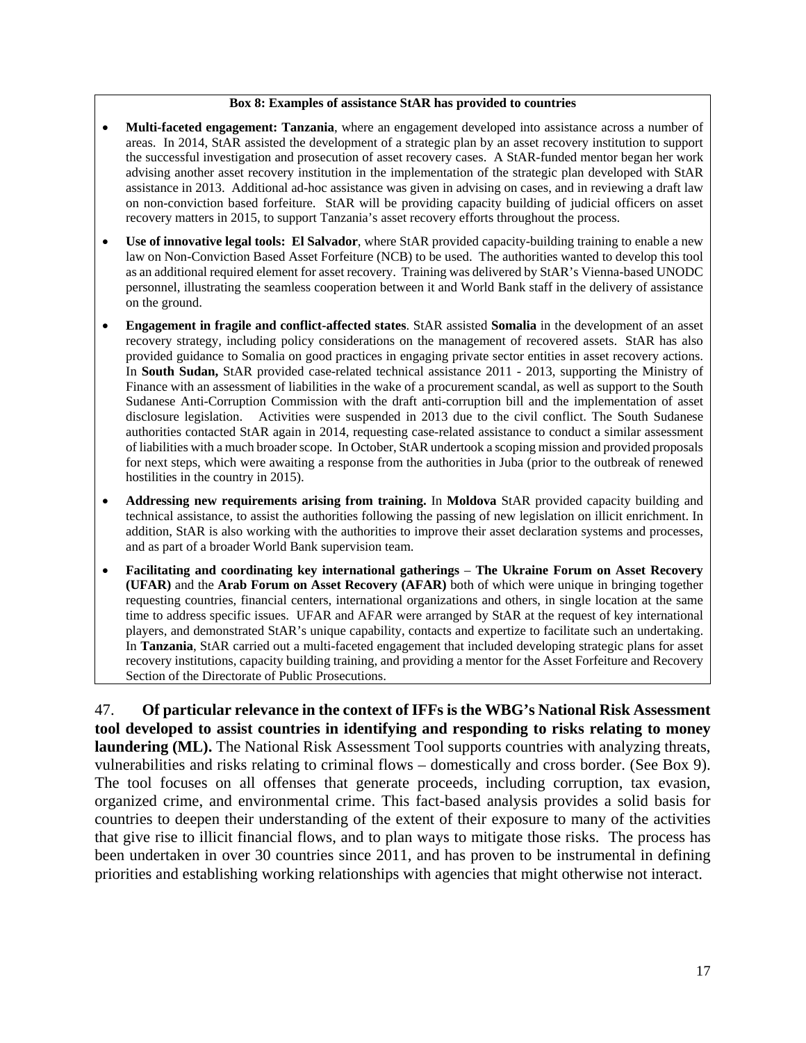**Box 8: Examples of assistance StAR has provided to countries**

- **Multi-faceted engagement: Tanzania**, where an engagement developed into assistance across a number of areas. In 2014, StAR assisted the development of a strategic plan by an asset recovery institution to support the successful investigation and prosecution of asset recovery cases. A StAR-funded mentor began her work advising another asset recovery institution in the implementation of the strategic plan developed with StAR assistance in 2013. Additional ad-hoc assistance was given in advising on cases, and in reviewing a draft law on non-conviction based forfeiture. StAR will be providing capacity building of judicial officers on asset recovery matters in 2015, to support Tanzania's asset recovery efforts throughout the process.
- **Use of innovative legal tools: El Salvador**, where StAR provided capacity-building training to enable a new law on Non-Conviction Based Asset Forfeiture (NCB) to be used. The authorities wanted to develop this tool as an additional required element for asset recovery. Training was delivered by StAR's Vienna-based UNODC personnel, illustrating the seamless cooperation between it and World Bank staff in the delivery of assistance on the ground.
- **Engagement in fragile and conflict-affected states**. StAR assisted **Somalia** in the development of an asset recovery strategy, including policy considerations on the management of recovered assets. StAR has also provided guidance to Somalia on good practices in engaging private sector entities in asset recovery actions. In **South Sudan,** StAR provided case-related technical assistance 2011 - 2013, supporting the Ministry of Finance with an assessment of liabilities in the wake of a procurement scandal, as well as support to the South Sudanese Anti-Corruption Commission with the draft anti-corruption bill and the implementation of asset disclosure legislation. Activities were suspended in 2013 due to the civil conflict. The South Sudanese authorities contacted StAR again in 2014, requesting case-related assistance to conduct a similar assessment of liabilities with a much broader scope. In October, StAR undertook a scoping mission and provided proposals for next steps, which were awaiting a response from the authorities in Juba (prior to the outbreak of renewed hostilities in the country in 2015).
- **Addressing new requirements arising from training.** In **Moldova** StAR provided capacity building and technical assistance, to assist the authorities following the passing of new legislation on illicit enrichment. In addition, StAR is also working with the authorities to improve their asset declaration systems and processes, and as part of a broader World Bank supervision team.
- **Facilitating and coordinating key international gatherings** – **The Ukraine Forum on Asset Recovery (UFAR)** and the **Arab Forum on Asset Recovery (AFAR)** both of which were unique in bringing together requesting countries, financial centers, international organizations and others, in single location at the same time to address specific issues. UFAR and AFAR were arranged by StAR at the request of key international players, and demonstrated StAR's unique capability, contacts and expertize to facilitate such an undertaking. In **Tanzania**, StAR carried out a multi-faceted engagement that included developing strategic plans for asset recovery institutions, capacity building training, and providing a mentor for the Asset Forfeiture and Recovery Section of the Directorate of Public Prosecutions.

47. **Of particular relevance in the context of IFFs is the WBG's National Risk Assessment tool developed to assist countries in identifying and responding to risks relating to money laundering (ML).** The National Risk Assessment Tool supports countries with analyzing threats, vulnerabilities and risks relating to criminal flows – domestically and cross border. (See Box 9). The tool focuses on all offenses that generate proceeds, including corruption, tax evasion, organized crime, and environmental crime. This fact-based analysis provides a solid basis for countries to deepen their understanding of the extent of their exposure to many of the activities that give rise to illicit financial flows, and to plan ways to mitigate those risks. The process has been undertaken in over 30 countries since 2011, and has proven to be instrumental in defining priorities and establishing working relationships with agencies that might otherwise not interact.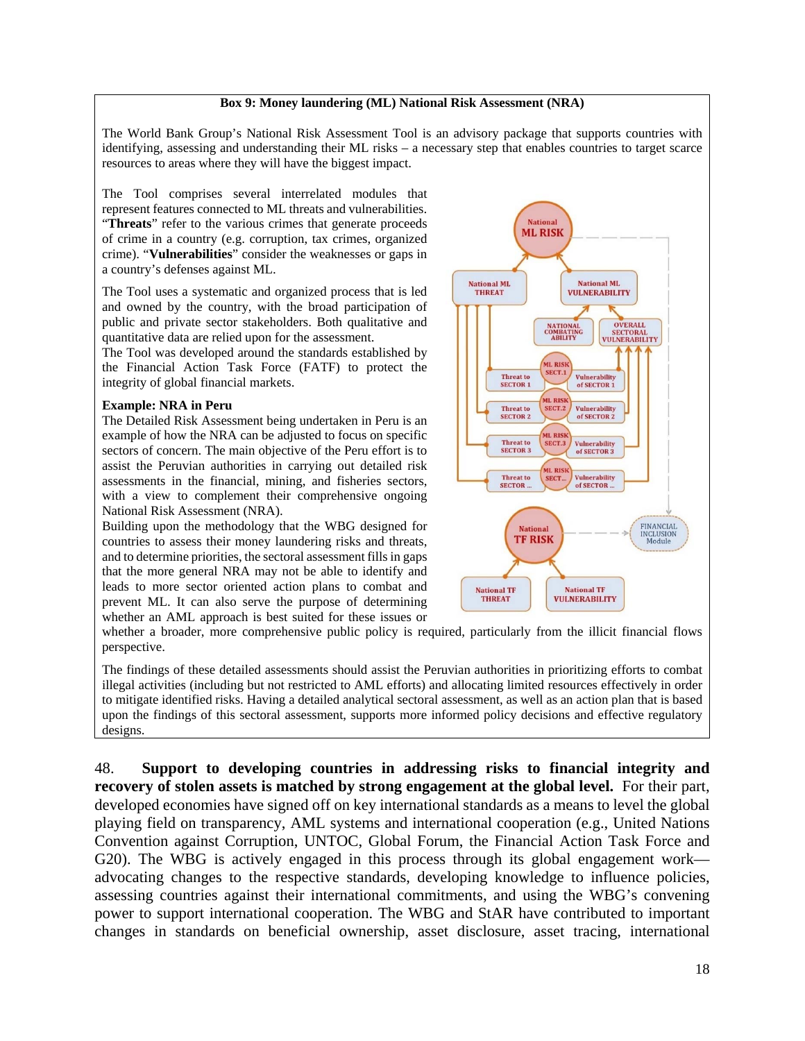**Box 9: Money laundering (ML) National Risk Assessment (NRA)**

The World Bank Group's National Risk Assessment Tool is an advisory package that supports countries with identifying, assessing and understanding their ML risks – a necessary step that enables countries to target scarce resources to areas where they will have the biggest impact.

The Tool comprises several interrelated modules that represent features connected to ML threats and vulnerabilities. "**Threats**" refer to the various crimes that generate proceeds of crime in a country (e.g. corruption, tax crimes, organized crime). "**Vulnerabilities**" consider the weaknesses or gaps in a country's defenses against ML.

The Tool uses a systematic and organized process that is led and owned by the country, with the broad participation of public and private sector stakeholders. Both qualitative and quantitative data are relied upon for the assessment.

The Tool was developed around the standards established by the Financial Action Task Force (FATF) to protect the integrity of global financial markets.

**Example: NRA in Peru**

The Detailed Risk Assessment being undertaken in Peru is an example of how the NRA can be adjusted to focus on specific sectors of concern. The main objective of the Peru effort is to assist the Peruvian authorities in carrying out detailed risk assessments in the financial, mining, and fisheries sectors, with a view to complement their comprehensive ongoing National Risk Assessment (NRA).

Building upon the methodology that the WBG designed for countries to assess their money laundering risks and threats, and to determine priorities, the sectoral assessment fills in gaps that the more general NRA may not be able to identify and leads to more sector oriented action plans to combat and prevent ML. It can also serve the purpose of determining whether an AML approach is best suited for these issues or whether a broader, more comprehensive public policy is required, particularly from the illicit financial flows perspective.

The findings of these detailed assessments should assist the Peruvian authorities in prioritizing efforts to combat illegal activities (including but not restricted to AML efforts) and allocating limited resources effectively in order to mitigate identified risks. Having a detailed analytical sectoral assessment, as well as an action plan that is based upon the findings of this sectoral assessment, supports more informed policy decisions and effective regulatory designs.

48. **Support to developing countries in addressing risks to financial integrity and recovery of stolen assets is matched by strong engagement at the global level.** For their part, developed economies have signed off on key international standards as a means to level the global playing field on transparency, AML systems and international cooperation (e.g., United Nations Convention against Corruption, UNTOC, Global Forum, the Financial Action Task Force and G20). The WBG is actively engaged in this process through its global engagement work—advocating changes to the respective standards, developing knowledge to influence policies, assessing countries against their international commitments, and using the WBG's convening power to support international cooperation. The WBG and StAR have contributed to important changes in standards on beneficial ownership, asset disclosure, asset tracing, international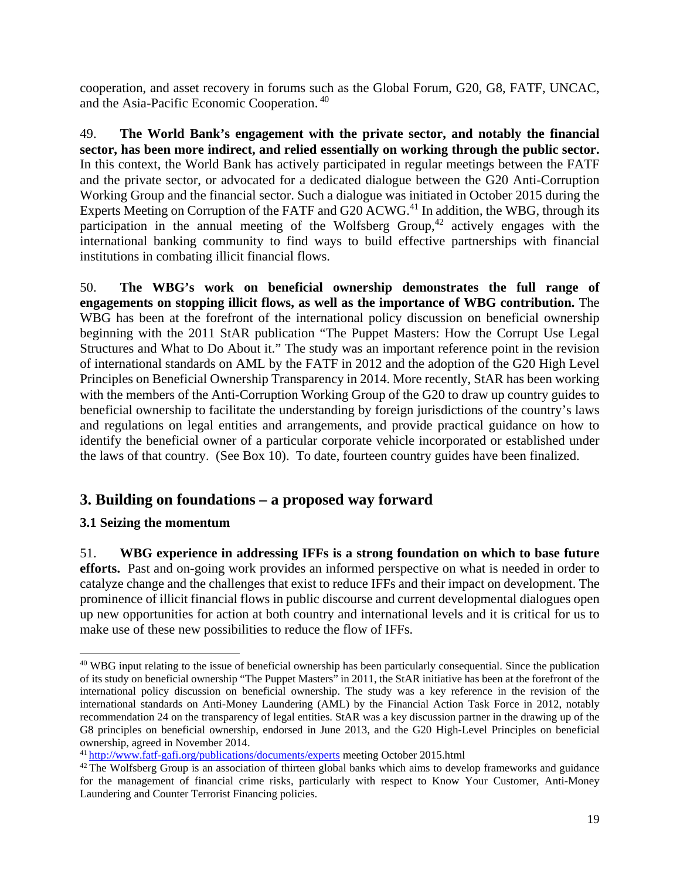cooperation, and asset recovery in forums such as the Global Forum, G20, G8, FATF, UNCAC, and the Asia-Pacific Economic Cooperation. [40]

49. **The World Bank's engagement with the private sector, and notably the financial sector, has been more indirect, and relied essentially on working through the public sector.** In this context, the World Bank has actively participated in regular meetings between the FATF and the private sector, or advocated for a dedicated dialogue between the G20 Anti-Corruption Working Group and the financial sector. Such a dialogue was initiated in October 2015 during the Experts Meeting on Corruption of the FATF and G20 ACWG.[41] In addition, the WBG, through its participation in the annual meeting of the Wolfsberg Group,[42] actively engages with the international banking community to find ways to build effective partnerships with financial institutions in combating illicit financial flows.

50. **The WBG's work on beneficial ownership demonstrates the full range of engagements on stopping illicit flows, as well as the importance of WBG contribution.** The WBG has been at the forefront of the international policy discussion on beneficial ownership beginning with the 2011 StAR publication "The Puppet Masters: How the Corrupt Use Legal Structures and What to Do About it." The study was an important reference point in the revision of international standards on AML by the FATF in 2012 and the adoption of the G20 High Level Principles on Beneficial Ownership Transparency in 2014. More recently, StAR has been working with the members of the Anti-Corruption Working Group of the G20 to draw up country guides to beneficial ownership to facilitate the understanding by foreign jurisdictions of the country's laws and regulations on legal entities and arrangements, and provide practical guidance on how to identify the beneficial owner of a particular corporate vehicle incorporated or established under the laws of that country. (See Box 10). To date, fourteen country guides have been finalized.

## 3. Building on foundations – a proposed way forward

### 3.1 Seizing the momentum

51. **WBG experience in addressing IFFs is a strong foundation on which to base future efforts.** Past and on-going work provides an informed perspective on what is needed in order to catalyze change and the challenges that exist to reduce IFFs and their impact on development. The prominence of illicit financial flows in public discourse and current developmental dialogues open up new opportunities for action at both country and international levels and it is critical for us to make use of these new possibilities to reduce the flow of IFFs.

---

[40] WBG input relating to the issue of beneficial ownership has been particularly consequential. Since the publication of its study on beneficial ownership "The Puppet Masters" in 2011, the StAR initiative has been at the forefront of the international policy discussion on beneficial ownership. The study was a key reference in the revision of the international standards on Anti-Money Laundering (AML) by the Financial Action Task Force in 2012, notably recommendation 24 on the transparency of legal entities. StAR was a key discussion partner in the drawing up of the G8 principles on beneficial ownership, endorsed in June 2013, and the G20 High-Level Principles on beneficial ownership, agreed in November 2014.

[41] http://www.fatf-gafi.org/publications/documents/experts meeting October 2015.html

[42] The Wolfsberg Group is an association of thirteen global banks which aims to develop frameworks and guidance for the management of financial crime risks, particularly with respect to Know Your Customer, Anti-Money Laundering and Counter Terrorist Financing policies.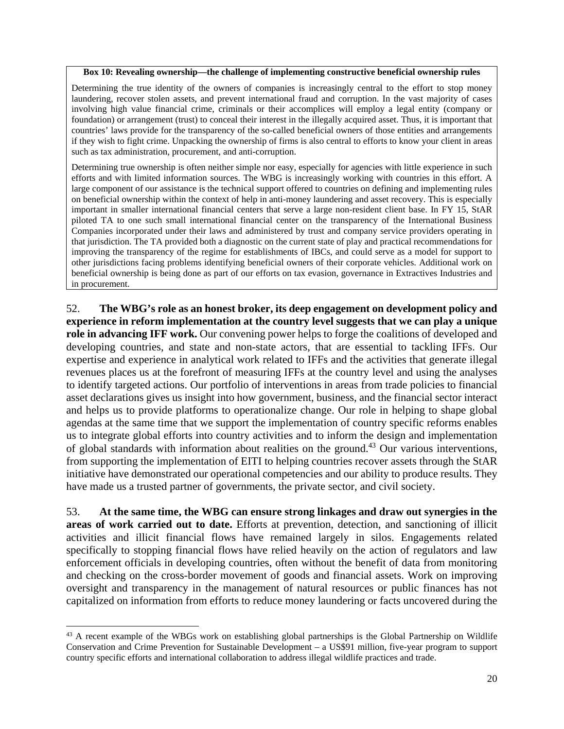**Box 10: Revealing ownership—the challenge of implementing constructive beneficial ownership rules**

Determining the true identity of the owners of companies is increasingly central to the effort to stop money laundering, recover stolen assets, and prevent international fraud and corruption. In the vast majority of cases involving high value financial crime, criminals or their accomplices will employ a legal entity (company or foundation) or arrangement (trust) to conceal their interest in the illegally acquired asset. Thus, it is important that countries' laws provide for the transparency of the so-called beneficial owners of those entities and arrangements if they wish to fight crime. Unpacking the ownership of firms is also central to efforts to know your client in areas such as tax administration, procurement, and anti-corruption.

Determining true ownership is often neither simple nor easy, especially for agencies with little experience in such efforts and with limited information sources. The WBG is increasingly working with countries in this effort. A large component of our assistance is the technical support offered to countries on defining and implementing rules on beneficial ownership within the context of help in anti-money laundering and asset recovery. This is especially important in smaller international financial centers that serve a large non-resident client base. In FY 15, StAR piloted TA to one such small international financial center on the transparency of the International Business Companies incorporated under their laws and administered by trust and company service providers operating in that jurisdiction. The TA provided both a diagnostic on the current state of play and practical recommendations for improving the transparency of the regime for establishments of IBCs, and could serve as a model for support to other jurisdictions facing problems identifying beneficial owners of their corporate vehicles. Additional work on beneficial ownership is being done as part of our efforts on tax evasion, governance in Extractives Industries and in procurement.

52. **The WBG's role as an honest broker, its deep engagement on development policy and experience in reform implementation at the country level suggests that we can play a unique role in advancing IFF work.** Our convening power helps to forge the coalitions of developed and developing countries, and state and non-state actors, that are essential to tackling IFFs. Our expertise and experience in analytical work related to IFFs and the activities that generate illegal revenues places us at the forefront of measuring IFFs at the country level and using the analyses to identify targeted actions. Our portfolio of interventions in areas from trade policies to financial asset declarations gives us insight into how government, business, and the financial sector interact and helps us to provide platforms to operationalize change. Our role in helping to shape global agendas at the same time that we support the implementation of country specific reforms enables us to integrate global efforts into country activities and to inform the design and implementation of global standards with information about realities on the ground.[43] Our various interventions, from supporting the implementation of EITI to helping countries recover assets through the StAR initiative have demonstrated our operational competencies and our ability to produce results. They have made us a trusted partner of governments, the private sector, and civil society.

53. **At the same time, the WBG can ensure strong linkages and draw out synergies in the areas of work carried out to date.** Efforts at prevention, detection, and sanctioning of illicit activities and illicit financial flows have remained largely in silos. Engagements related specifically to stopping financial flows have relied heavily on the action of regulators and law enforcement officials in developing countries, often without the benefit of data from monitoring and checking on the cross-border movement of goods and financial assets. Work on improving oversight and transparency in the management of natural resources or public finances has not capitalized on information from efforts to reduce money laundering or facts uncovered during the

[43] A recent example of the WBGs work on establishing global partnerships is the Global Partnership on Wildlife Conservation and Crime Prevention for Sustainable Development – a US$91 million, five-year program to support country specific efforts and international collaboration to address illegal wildlife practices and trade.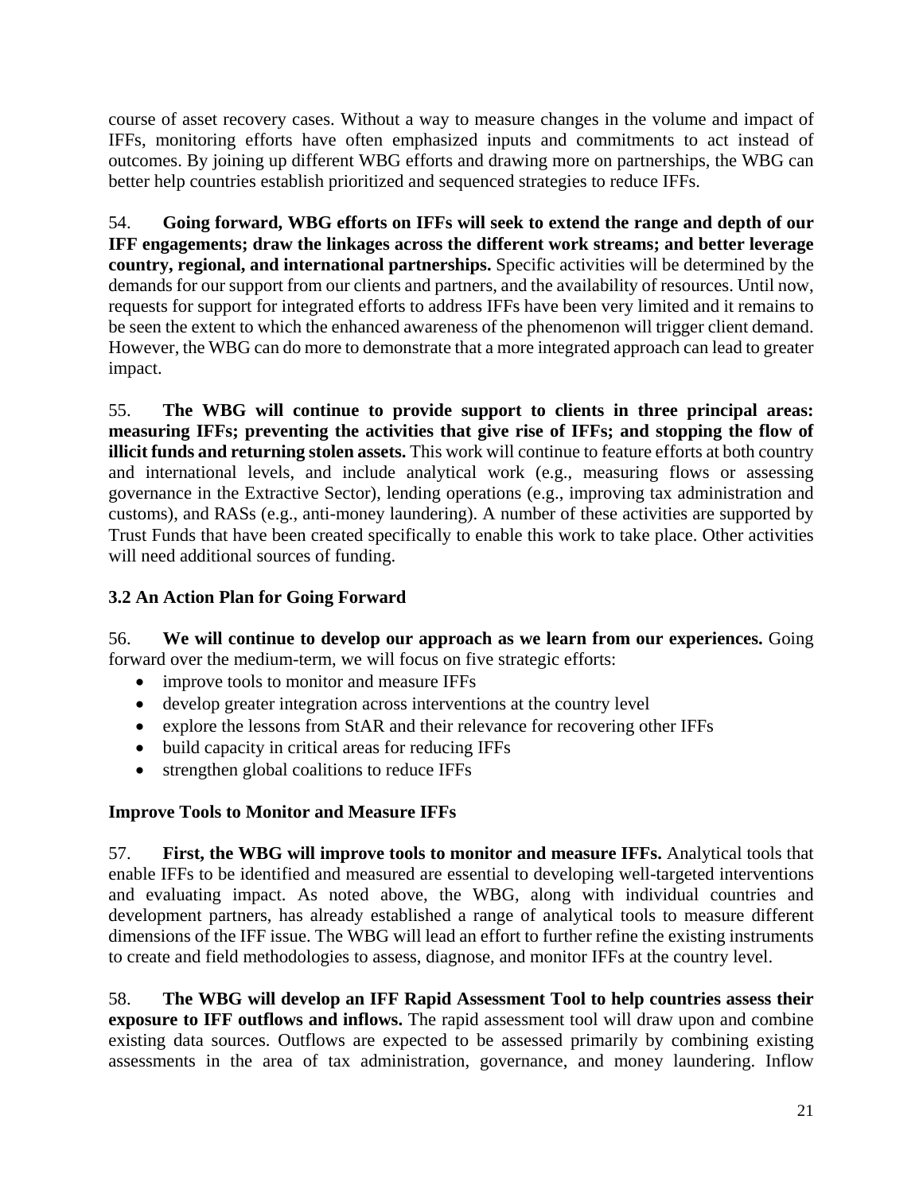course of asset recovery cases. Without a way to measure changes in the volume and impact of IFFs, monitoring efforts have often emphasized inputs and commitments to act instead of outcomes. By joining up different WBG efforts and drawing more on partnerships, the WBG can better help countries establish prioritized and sequenced strategies to reduce IFFs.

54. **Going forward, WBG efforts on IFFs will seek to extend the range and depth of our IFF engagements; draw the linkages across the different work streams; and better leverage country, regional, and international partnerships.** Specific activities will be determined by the demands for our support from our clients and partners, and the availability of resources. Until now, requests for support for integrated efforts to address IFFs have been very limited and it remains to be seen the extent to which the enhanced awareness of the phenomenon will trigger client demand. However, the WBG can do more to demonstrate that a more integrated approach can lead to greater impact.

55. **The WBG will continue to provide support to clients in three principal areas: measuring IFFs; preventing the activities that give rise of IFFs; and stopping the flow of illicit funds and returning stolen assets.** This work will continue to feature efforts at both country and international levels, and include analytical work (e.g., measuring flows or assessing governance in the Extractive Sector), lending operations (e.g., improving tax administration and customs), and RASs (e.g., anti-money laundering). A number of these activities are supported by Trust Funds that have been created specifically to enable this work to take place. Other activities will need additional sources of funding.

### 3.2 An Action Plan for Going Forward

56. **We will continue to develop our approach as we learn from our experiences.** Going forward over the medium-term, we will focus on five strategic efforts:

- improve tools to monitor and measure IFFs
- develop greater integration across interventions at the country level
- explore the lessons from StAR and their relevance for recovering other IFFs
- build capacity in critical areas for reducing IFFs
- strengthen global coalitions to reduce IFFs

#### Improve Tools to Monitor and Measure IFFs

57. **First, the WBG will improve tools to monitor and measure IFFs.** Analytical tools that enable IFFs to be identified and measured are essential to developing well-targeted interventions and evaluating impact. As noted above, the WBG, along with individual countries and development partners, has already established a range of analytical tools to measure different dimensions of the IFF issue. The WBG will lead an effort to further refine the existing instruments to create and field methodologies to assess, diagnose, and monitor IFFs at the country level.

58. **The WBG will develop an IFF Rapid Assessment Tool to help countries assess their exposure to IFF outflows and inflows.** The rapid assessment tool will draw upon and combine existing data sources. Outflows are expected to be assessed primarily by combining existing assessments in the area of tax administration, governance, and money laundering. Inflow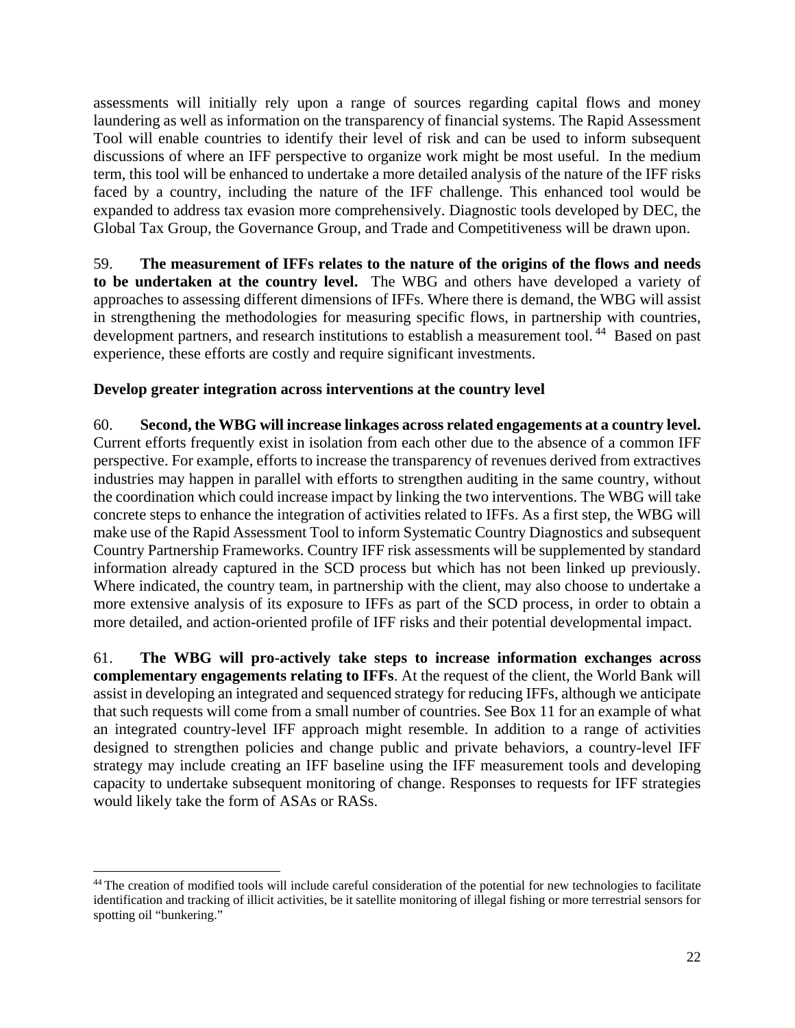assessments will initially rely upon a range of sources regarding capital flows and money laundering as well as information on the transparency of financial systems. The Rapid Assessment Tool will enable countries to identify their level of risk and can be used to inform subsequent discussions of where an IFF perspective to organize work might be most useful. In the medium term, this tool will be enhanced to undertake a more detailed analysis of the nature of the IFF risks faced by a country, including the nature of the IFF challenge. This enhanced tool would be expanded to address tax evasion more comprehensively. Diagnostic tools developed by DEC, the Global Tax Group, the Governance Group, and Trade and Competitiveness will be drawn upon.

59. **The measurement of IFFs relates to the nature of the origins of the flows and needs to be undertaken at the country level.** The WBG and others have developed a variety of approaches to assessing different dimensions of IFFs. Where there is demand, the WBG will assist in strengthening the methodologies for measuring specific flows, in partnership with countries, development partners, and research institutions to establish a measurement tool.[44] Based on past experience, these efforts are costly and require significant investments.

**Develop greater integration across interventions at the country level**

60. **Second, the WBG will increase linkages across related engagements at a country level.** Current efforts frequently exist in isolation from each other due to the absence of a common IFF perspective. For example, efforts to increase the transparency of revenues derived from extractives industries may happen in parallel with efforts to strengthen auditing in the same country, without the coordination which could increase impact by linking the two interventions. The WBG will take concrete steps to enhance the integration of activities related to IFFs. As a first step, the WBG will make use of the Rapid Assessment Tool to inform Systematic Country Diagnostics and subsequent Country Partnership Frameworks. Country IFF risk assessments will be supplemented by standard information already captured in the SCD process but which has not been linked up previously. Where indicated, the country team, in partnership with the client, may also choose to undertake a more extensive analysis of its exposure to IFFs as part of the SCD process, in order to obtain a more detailed, and action-oriented profile of IFF risks and their potential developmental impact.

61. **The WBG will pro-actively take steps to increase information exchanges across complementary engagements relating to IFFs**. At the request of the client, the World Bank will assist in developing an integrated and sequenced strategy for reducing IFFs, although we anticipate that such requests will come from a small number of countries. See Box 11 for an example of what an integrated country-level IFF approach might resemble. In addition to a range of activities designed to strengthen policies and change public and private behaviors, a country-level IFF strategy may include creating an IFF baseline using the IFF measurement tools and developing capacity to undertake subsequent monitoring of change. Responses to requests for IFF strategies would likely take the form of ASAs or RASs.

---

[44] The creation of modified tools will include careful consideration of the potential for new technologies to facilitate identification and tracking of illicit activities, be it satellite monitoring of illegal fishing or more terrestrial sensors for spotting oil "bunkering."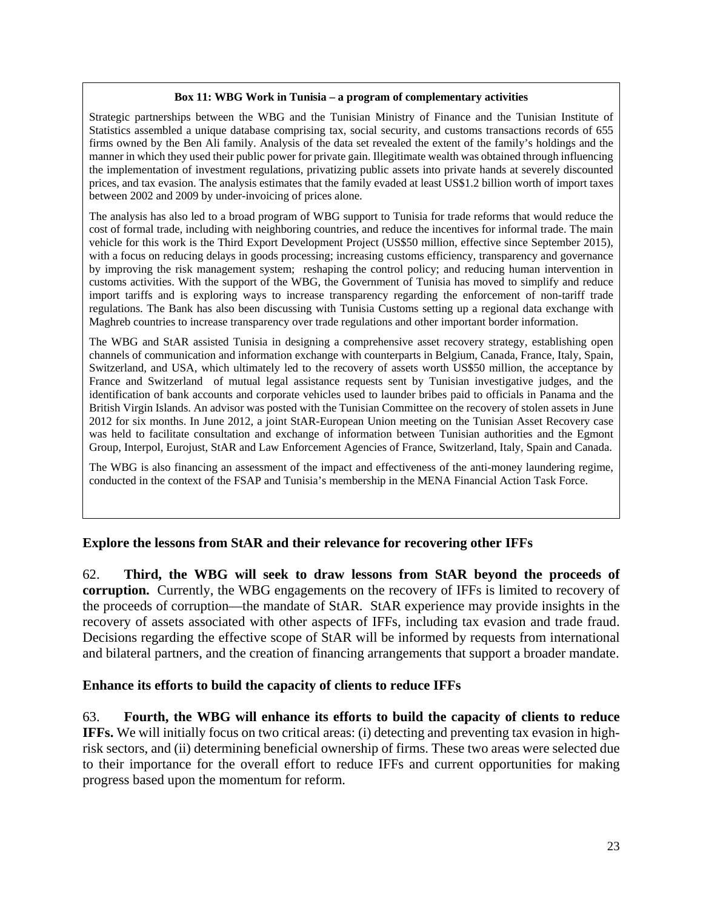**Box 11: WBG Work in Tunisia – a program of complementary activities**

Strategic partnerships between the WBG and the Tunisian Ministry of Finance and the Tunisian Institute of Statistics assembled a unique database comprising tax, social security, and customs transactions records of 655 firms owned by the Ben Ali family. Analysis of the data set revealed the extent of the family's holdings and the manner in which they used their public power for private gain. Illegitimate wealth was obtained through influencing the implementation of investment regulations, privatizing public assets into private hands at severely discounted prices, and tax evasion. The analysis estimates that the family evaded at least US$1.2 billion worth of import taxes between 2002 and 2009 by under-invoicing of prices alone.

The analysis has also led to a broad program of WBG support to Tunisia for trade reforms that would reduce the cost of formal trade, including with neighboring countries, and reduce the incentives for informal trade. The main vehicle for this work is the Third Export Development Project (US$50 million, effective since September 2015), with a focus on reducing delays in goods processing; increasing customs efficiency, transparency and governance by improving the risk management system; reshaping the control policy; and reducing human intervention in customs activities. With the support of the WBG, the Government of Tunisia has moved to simplify and reduce import tariffs and is exploring ways to increase transparency regarding the enforcement of non-tariff trade regulations. The Bank has also been discussing with Tunisia Customs setting up a regional data exchange with Maghreb countries to increase transparency over trade regulations and other important border information.

The WBG and StAR assisted Tunisia in designing a comprehensive asset recovery strategy, establishing open channels of communication and information exchange with counterparts in Belgium, Canada, France, Italy, Spain, Switzerland, and USA, which ultimately led to the recovery of assets worth US$50 million, the acceptance by France and Switzerland of mutual legal assistance requests sent by Tunisian investigative judges, and the identification of bank accounts and corporate vehicles used to launder bribes paid to officials in Panama and the British Virgin Islands. An advisor was posted with the Tunisian Committee on the recovery of stolen assets in June 2012 for six months. In June 2012, a joint StAR-European Union meeting on the Tunisian Asset Recovery case was held to facilitate consultation and exchange of information between Tunisian authorities and the Egmont Group, Interpol, Eurojust, StAR and Law Enforcement Agencies of France, Switzerland, Italy, Spain and Canada.

The WBG is also financing an assessment of the impact and effectiveness of the anti-money laundering regime, conducted in the context of the FSAP and Tunisia's membership in the MENA Financial Action Task Force.

### Explore the lessons from StAR and their relevance for recovering other IFFs

62. **Third, the WBG will seek to draw lessons from StAR beyond the proceeds of corruption.** Currently, the WBG engagements on the recovery of IFFs is limited to recovery of the proceeds of corruption—the mandate of StAR. StAR experience may provide insights in the recovery of assets associated with other aspects of IFFs, including tax evasion and trade fraud. Decisions regarding the effective scope of StAR will be informed by requests from international and bilateral partners, and the creation of financing arrangements that support a broader mandate.

### Enhance its efforts to build the capacity of clients to reduce IFFs

63. **Fourth, the WBG will enhance its efforts to build the capacity of clients to reduce IFFs.** We will initially focus on two critical areas: (i) detecting and preventing tax evasion in high-risk sectors, and (ii) determining beneficial ownership of firms. These two areas were selected due to their importance for the overall effort to reduce IFFs and current opportunities for making progress based upon the momentum for reform.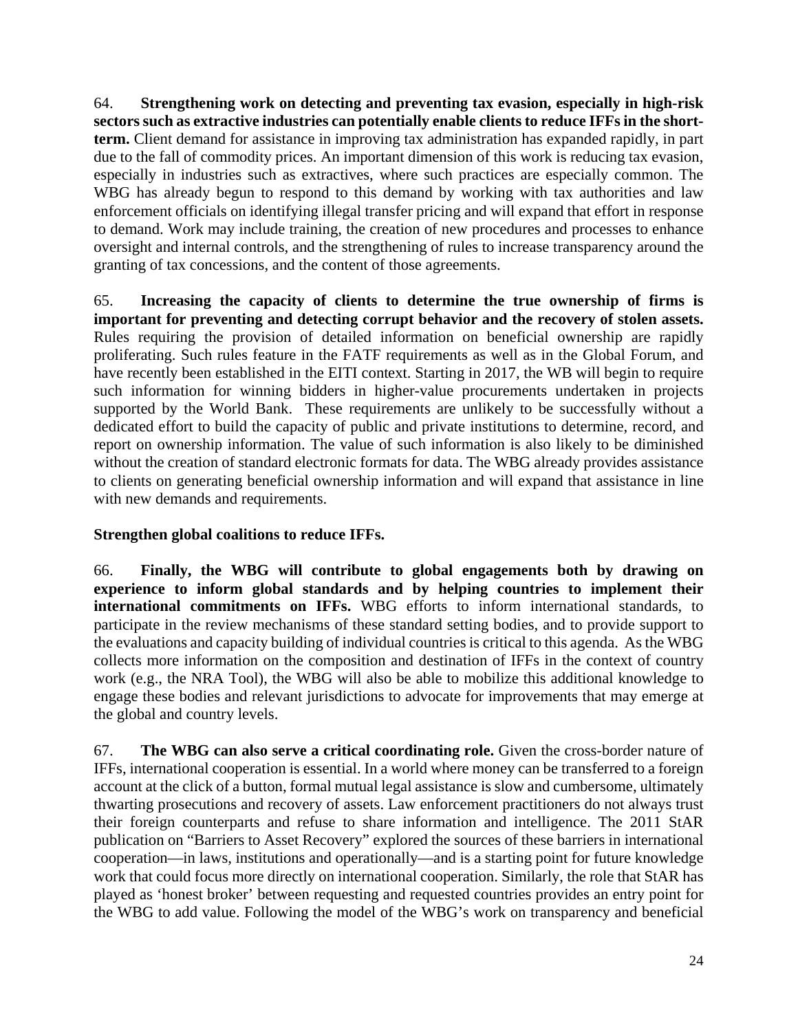64. **Strengthening work on detecting and preventing tax evasion, especially in high-risk sectors such as extractive industries can potentially enable clients to reduce IFFs in the short-term.** Client demand for assistance in improving tax administration has expanded rapidly, in part due to the fall of commodity prices. An important dimension of this work is reducing tax evasion, especially in industries such as extractives, where such practices are especially common. The WBG has already begun to respond to this demand by working with tax authorities and law enforcement officials on identifying illegal transfer pricing and will expand that effort in response to demand. Work may include training, the creation of new procedures and processes to enhance oversight and internal controls, and the strengthening of rules to increase transparency around the granting of tax concessions, and the content of those agreements.

65. **Increasing the capacity of clients to determine the true ownership of firms is important for preventing and detecting corrupt behavior and the recovery of stolen assets.** Rules requiring the provision of detailed information on beneficial ownership are rapidly proliferating. Such rules feature in the FATF requirements as well as in the Global Forum, and have recently been established in the EITI context. Starting in 2017, the WB will begin to require such information for winning bidders in higher-value procurements undertaken in projects supported by the World Bank. These requirements are unlikely to be successfully without a dedicated effort to build the capacity of public and private institutions to determine, record, and report on ownership information. The value of such information is also likely to be diminished without the creation of standard electronic formats for data. The WBG already provides assistance to clients on generating beneficial ownership information and will expand that assistance in line with new demands and requirements.

**Strengthen global coalitions to reduce IFFs.**

66. **Finally, the WBG will contribute to global engagements both by drawing on experience to inform global standards and by helping countries to implement their international commitments on IFFs.** WBG efforts to inform international standards, to participate in the review mechanisms of these standard setting bodies, and to provide support to the evaluations and capacity building of individual countries is critical to this agenda. As the WBG collects more information on the composition and destination of IFFs in the context of country work (e.g., the NRA Tool), the WBG will also be able to mobilize this additional knowledge to engage these bodies and relevant jurisdictions to advocate for improvements that may emerge at the global and country levels.

67. **The WBG can also serve a critical coordinating role.** Given the cross-border nature of IFFs, international cooperation is essential. In a world where money can be transferred to a foreign account at the click of a button, formal mutual legal assistance is slow and cumbersome, ultimately thwarting prosecutions and recovery of assets. Law enforcement practitioners do not always trust their foreign counterparts and refuse to share information and intelligence. The 2011 StAR publication on "Barriers to Asset Recovery" explored the sources of these barriers in international cooperation—in laws, institutions and operationally—and is a starting point for future knowledge work that could focus more directly on international cooperation. Similarly, the role that StAR has played as 'honest broker' between requesting and requested countries provides an entry point for the WBG to add value. Following the model of the WBG's work on transparency and beneficial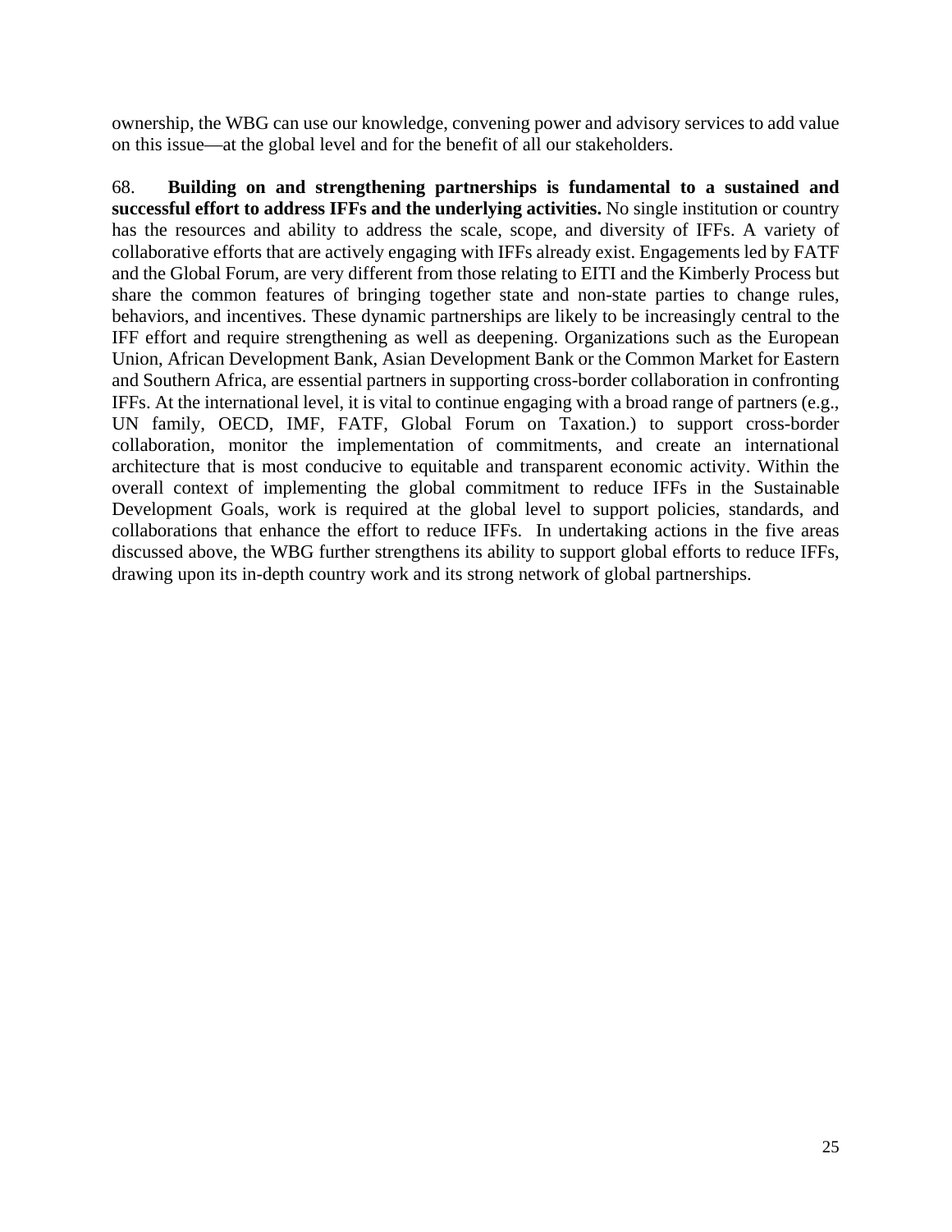ownership, the WBG can use our knowledge, convening power and advisory services to add value on this issue—at the global level and for the benefit of all our stakeholders.

68. **Building on and strengthening partnerships is fundamental to a sustained and successful effort to address IFFs and the underlying activities.** No single institution or country has the resources and ability to address the scale, scope, and diversity of IFFs. A variety of collaborative efforts that are actively engaging with IFFs already exist. Engagements led by FATF and the Global Forum, are very different from those relating to EITI and the Kimberly Process but share the common features of bringing together state and non-state parties to change rules, behaviors, and incentives. These dynamic partnerships are likely to be increasingly central to the IFF effort and require strengthening as well as deepening. Organizations such as the European Union, African Development Bank, Asian Development Bank or the Common Market for Eastern and Southern Africa, are essential partners in supporting cross-border collaboration in confronting IFFs. At the international level, it is vital to continue engaging with a broad range of partners (e.g., UN family, OECD, IMF, FATF, Global Forum on Taxation.) to support cross-border collaboration, monitor the implementation of commitments, and create an international architecture that is most conducive to equitable and transparent economic activity. Within the overall context of implementing the global commitment to reduce IFFs in the Sustainable Development Goals, work is required at the global level to support policies, standards, and collaborations that enhance the effort to reduce IFFs. In undertaking actions in the five areas discussed above, the WBG further strengthens its ability to support global efforts to reduce IFFs, drawing upon its in-depth country work and its strong network of global partnerships.